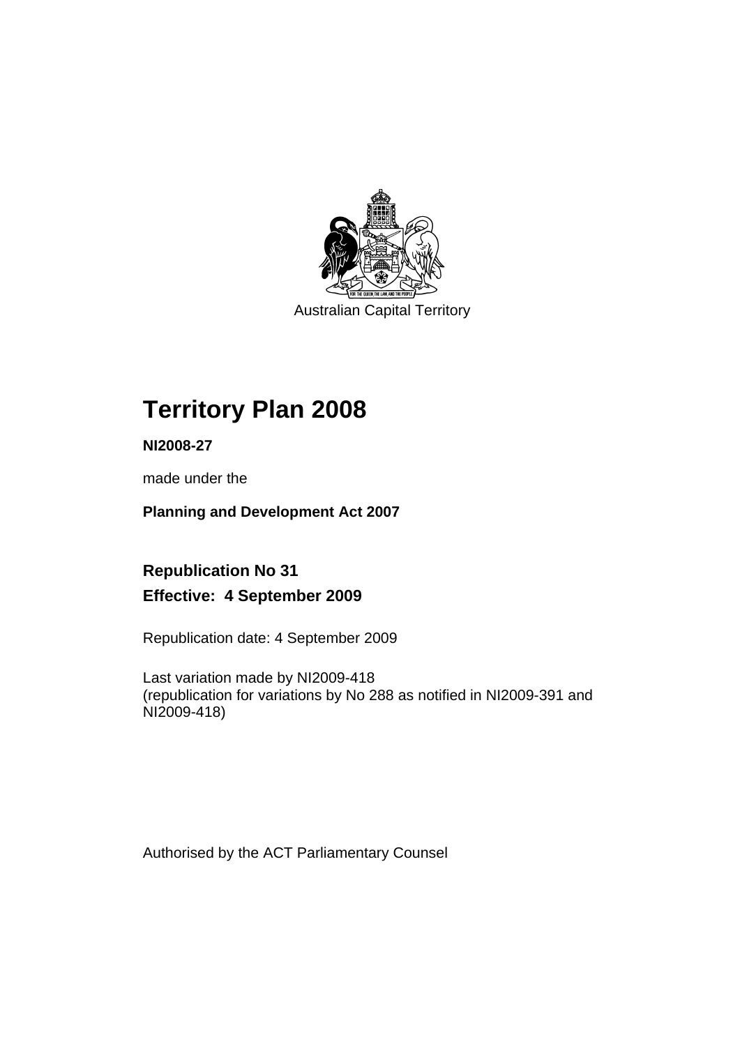Australian Capital Territory

# Territory Plan 2008

**NI2008-27**

made under the

**Planning and Development Act 2007**

## Republication No 31

## Effective: 4 September 2009

Republication date: 4 September 2009

Last variation made by NI2009-418
(republication for variations by No 288 as notified in NI2009-391 and NI2009-418)

Authorised by the ACT Parliamentary Counsel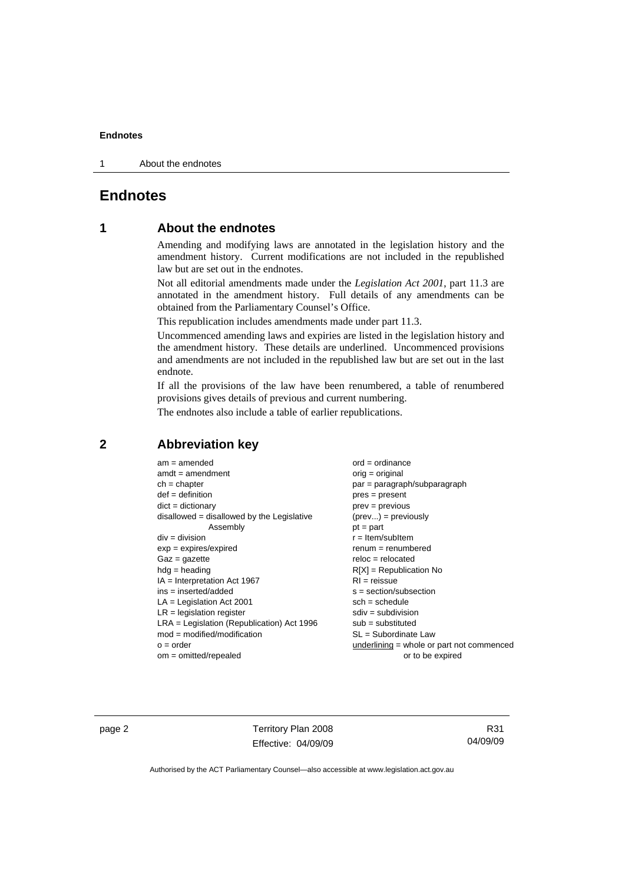# Endnotes

## 1 About the endnotes

Amending and modifying laws are annotated in the legislation history and the amendment history. Current modifications are not included in the republished law but are set out in the endnotes.

Not all editorial amendments made under the *Legislation Act 2001*, part 11.3 are annotated in the amendment history. Full details of any amendments can be obtained from the Parliamentary Counsel's Office.

This republication includes amendments made under part 11.3.

Uncommenced amending laws and expiries are listed in the legislation history and the amendment history. These details are underlined. Uncommenced provisions and amendments are not included in the republished law but are set out in the last endnote.

If all the provisions of the law have been renumbered, a table of renumbered provisions gives details of previous and current numbering.

The endnotes also include a table of earlier republications.

## 2 Abbreviation key

am = amended
amdt = amendment
ch = chapter
def = definition
dict = dictionary
disallowed = disallowed by the Legislative Assembly
div = division
exp = expires/expired
Gaz = gazette
hdg = heading
IA = Interpretation Act 1967
ins = inserted/added
LA = Legislation Act 2001
LR = legislation register
LRA = Legislation (Republication) Act 1996
mod = modified/modification
o = order
om = omitted/repealed
ord = ordinance
orig = original
par = paragraph/subparagraph
pres = present
prev = previous
(prev...) = previously
pt = part
r = Item/subItem
renum = renumbered
reloc = relocated
R[X] = Republication No
RI = reissue
s = section/subsection
sch = schedule
sdiv = subdivision
sub = substituted
SL = Subordinate Law
underlining = whole or part not commenced or to be expired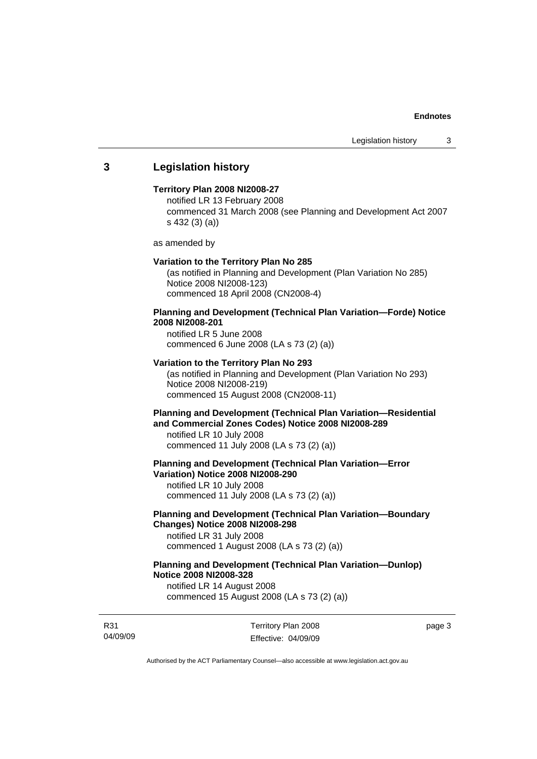## 3 Legislation history

**Territory Plan 2008 NI2008-27**

notified LR 13 February 2008
commenced 31 March 2008 (see Planning and Development Act 2007 s 432 (3) (a))

as amended by

**Variation to the Territory Plan No 285**

(as notified in Planning and Development (Plan Variation No 285) Notice 2008 NI2008-123)
commenced 18 April 2008 (CN2008-4)

**Planning and Development (Technical Plan Variation—Forde) Notice 2008 NI2008-201**

notified LR 5 June 2008
commenced 6 June 2008 (LA s 73 (2) (a))

**Variation to the Territory Plan No 293**

(as notified in Planning and Development (Plan Variation No 293) Notice 2008 NI2008-219)
commenced 15 August 2008 (CN2008-11)

**Planning and Development (Technical Plan Variation—Residential and Commercial Zones Codes) Notice 2008 NI2008-289**

notified LR 10 July 2008
commenced 11 July 2008 (LA s 73 (2) (a))

**Planning and Development (Technical Plan Variation—Error Variation) Notice 2008 NI2008-290**

notified LR 10 July 2008
commenced 11 July 2008 (LA s 73 (2) (a))

**Planning and Development (Technical Plan Variation—Boundary Changes) Notice 2008 NI2008-298**

notified LR 31 July 2008
commenced 1 August 2008 (LA s 73 (2) (a))

**Planning and Development (Technical Plan Variation—Dunlop) Notice 2008 NI2008-328**

notified LR 14 August 2008
commenced 15 August 2008 (LA s 73 (2) (a))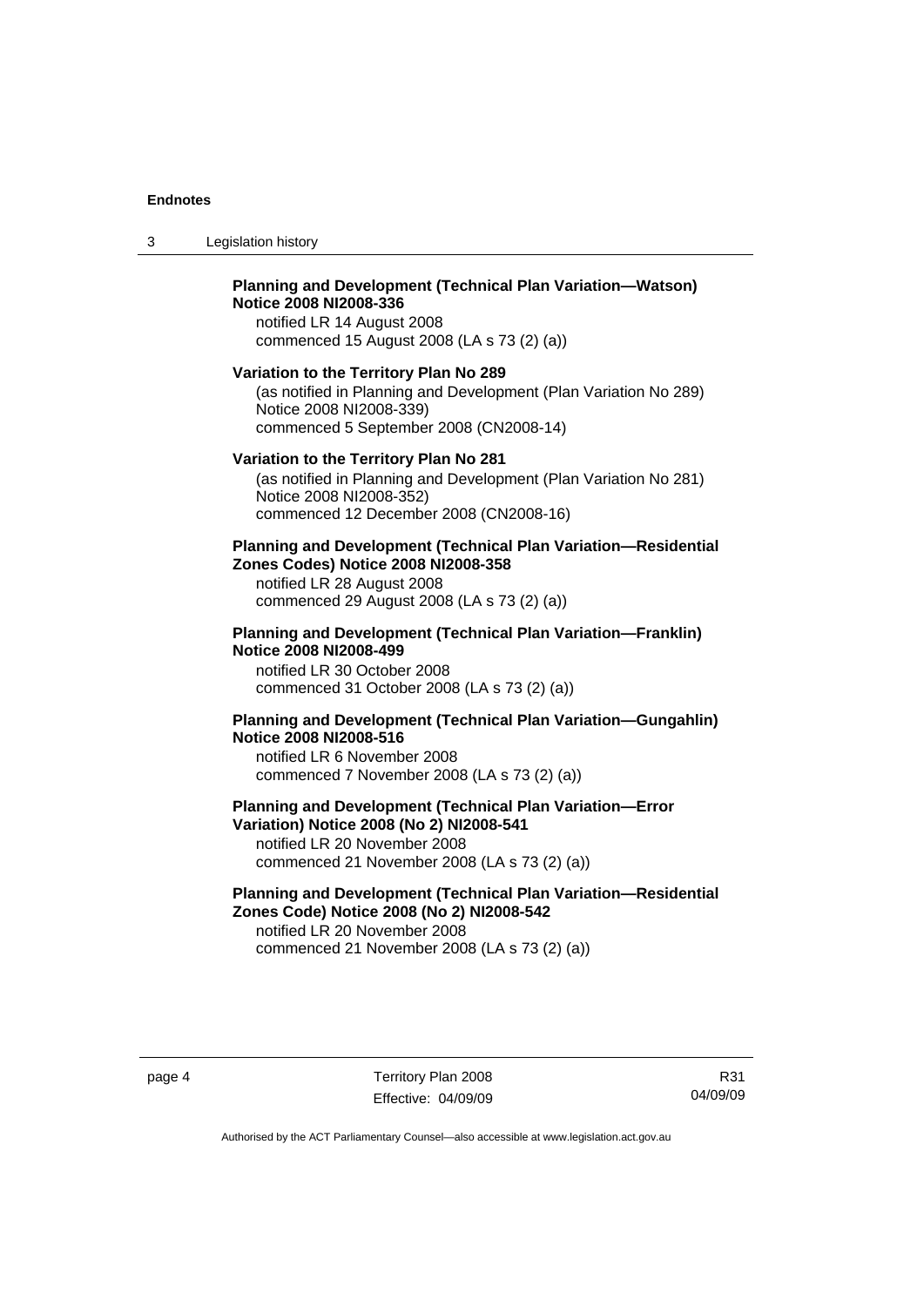**Planning and Development (Technical Plan Variation—Watson) Notice 2008 NI2008-336**
notified LR 14 August 2008
commenced 15 August 2008 (LA s 73 (2) (a))

**Variation to the Territory Plan No 289**
(as notified in Planning and Development (Plan Variation No 289) Notice 2008 NI2008-339)
commenced 5 September 2008 (CN2008-14)

**Variation to the Territory Plan No 281**
(as notified in Planning and Development (Plan Variation No 281) Notice 2008 NI2008-352)
commenced 12 December 2008 (CN2008-16)

**Planning and Development (Technical Plan Variation—Residential Zones Codes) Notice 2008 NI2008-358**
notified LR 28 August 2008
commenced 29 August 2008 (LA s 73 (2) (a))

**Planning and Development (Technical Plan Variation—Franklin) Notice 2008 NI2008-499**
notified LR 30 October 2008
commenced 31 October 2008 (LA s 73 (2) (a))

**Planning and Development (Technical Plan Variation—Gungahlin) Notice 2008 NI2008-516**
notified LR 6 November 2008
commenced 7 November 2008 (LA s 73 (2) (a))

**Planning and Development (Technical Plan Variation—Error Variation) Notice 2008 (No 2) NI2008-541**
notified LR 20 November 2008
commenced 21 November 2008 (LA s 73 (2) (a))

**Planning and Development (Technical Plan Variation—Residential Zones Code) Notice 2008 (No 2) NI2008-542**
notified LR 20 November 2008
commenced 21 November 2008 (LA s 73 (2) (a))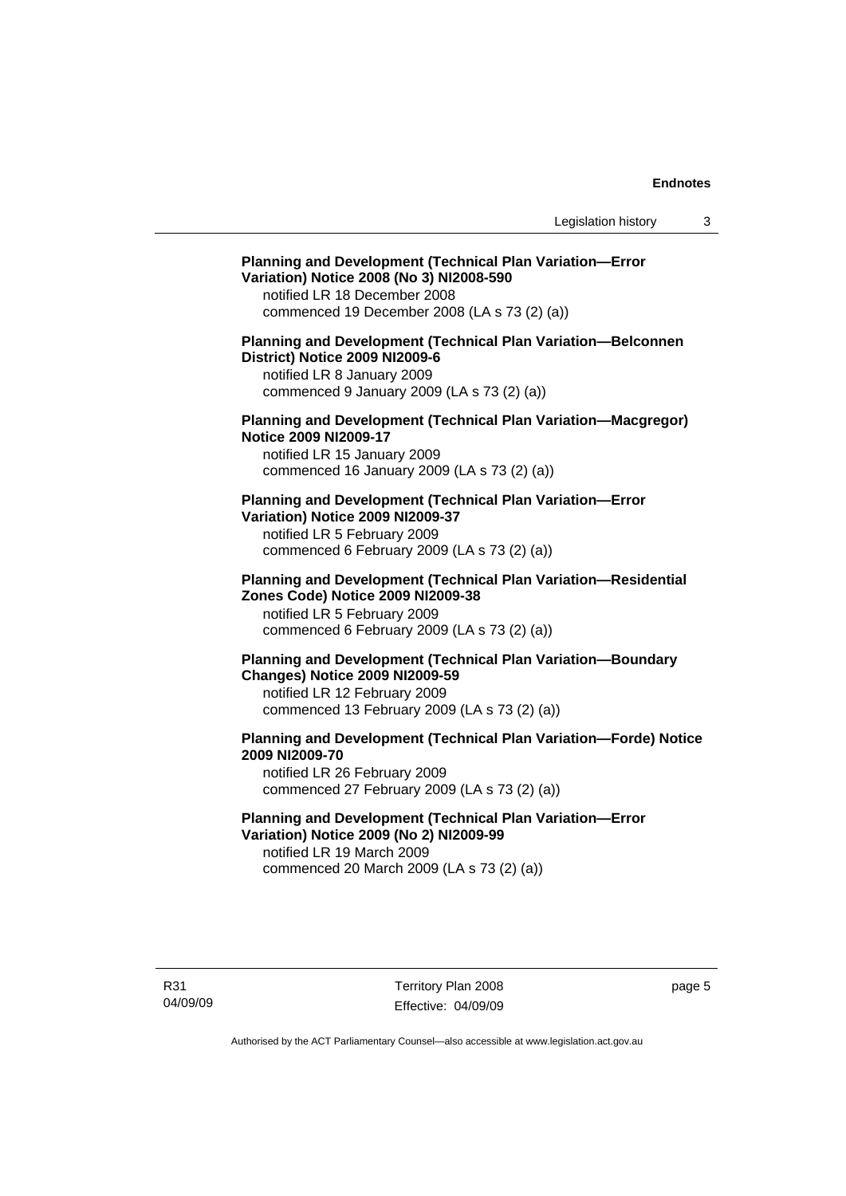**Planning and Development (Technical Plan Variation—Error Variation) Notice 2008 (No 3) NI2008-590**
notified LR 18 December 2008
commenced 19 December 2008 (LA s 73 (2) (a))

**Planning and Development (Technical Plan Variation—Belconnen District) Notice 2009 NI2009-6**
notified LR 8 January 2009
commenced 9 January 2009 (LA s 73 (2) (a))

**Planning and Development (Technical Plan Variation—Macgregor) Notice 2009 NI2009-17**
notified LR 15 January 2009
commenced 16 January 2009 (LA s 73 (2) (a))

**Planning and Development (Technical Plan Variation—Error Variation) Notice 2009 NI2009-37**
notified LR 5 February 2009
commenced 6 February 2009 (LA s 73 (2) (a))

**Planning and Development (Technical Plan Variation—Residential Zones Code) Notice 2009 NI2009-38**
notified LR 5 February 2009
commenced 6 February 2009 (LA s 73 (2) (a))

**Planning and Development (Technical Plan Variation—Boundary Changes) Notice 2009 NI2009-59**
notified LR 12 February 2009
commenced 13 February 2009 (LA s 73 (2) (a))

**Planning and Development (Technical Plan Variation—Forde) Notice 2009 NI2009-70**
notified LR 26 February 2009
commenced 27 February 2009 (LA s 73 (2) (a))

**Planning and Development (Technical Plan Variation—Error Variation) Notice 2009 (No 2) NI2009-99**
notified LR 19 March 2009
commenced 20 March 2009 (LA s 73 (2) (a))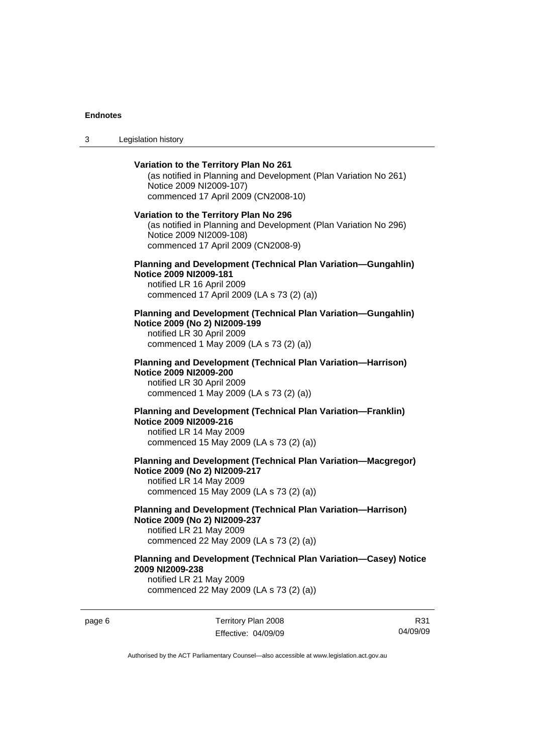**Variation to the Territory Plan No 261**

(as notified in Planning and Development (Plan Variation No 261) Notice 2009 NI2009-107)
commenced 17 April 2009 (CN2008-10)

**Variation to the Territory Plan No 296**

(as notified in Planning and Development (Plan Variation No 296) Notice 2009 NI2009-108)
commenced 17 April 2009 (CN2008-9)

**Planning and Development (Technical Plan Variation—Gungahlin) Notice 2009 NI2009-181**

notified LR 16 April 2009
commenced 17 April 2009 (LA s 73 (2) (a))

**Planning and Development (Technical Plan Variation—Gungahlin) Notice 2009 (No 2) NI2009-199**

notified LR 30 April 2009
commenced 1 May 2009 (LA s 73 (2) (a))

**Planning and Development (Technical Plan Variation—Harrison) Notice 2009 NI2009-200**

notified LR 30 April 2009
commenced 1 May 2009 (LA s 73 (2) (a))

**Planning and Development (Technical Plan Variation—Franklin) Notice 2009 NI2009-216**

notified LR 14 May 2009
commenced 15 May 2009 (LA s 73 (2) (a))

**Planning and Development (Technical Plan Variation—Macgregor) Notice 2009 (No 2) NI2009-217**

notified LR 14 May 2009
commenced 15 May 2009 (LA s 73 (2) (a))

**Planning and Development (Technical Plan Variation—Harrison) Notice 2009 (No 2) NI2009-237**

notified LR 21 May 2009
commenced 22 May 2009 (LA s 73 (2) (a))

**Planning and Development (Technical Plan Variation—Casey) Notice 2009 NI2009-238**

notified LR 21 May 2009
commenced 22 May 2009 (LA s 73 (2) (a))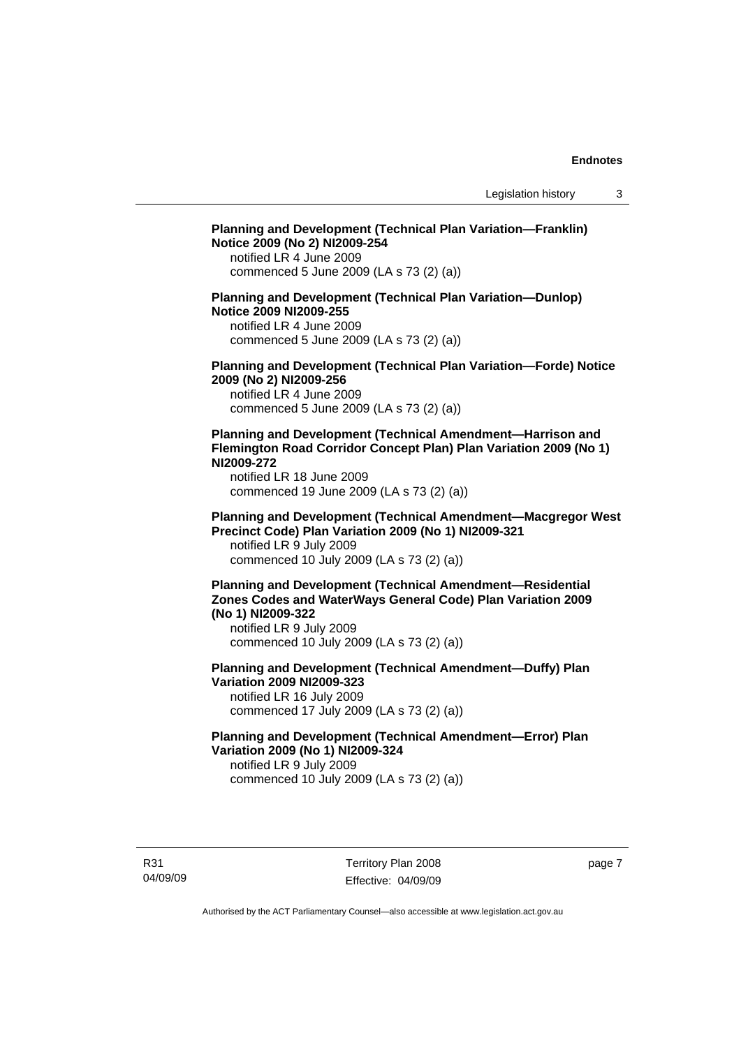**Planning and Development (Technical Plan Variation—Franklin) Notice 2009 (No 2) NI2009-254**
notified LR 4 June 2009
commenced 5 June 2009 (LA s 73 (2) (a))

**Planning and Development (Technical Plan Variation—Dunlop) Notice 2009 NI2009-255**
notified LR 4 June 2009
commenced 5 June 2009 (LA s 73 (2) (a))

**Planning and Development (Technical Plan Variation—Forde) Notice 2009 (No 2) NI2009-256**
notified LR 4 June 2009
commenced 5 June 2009 (LA s 73 (2) (a))

**Planning and Development (Technical Amendment—Harrison and Flemington Road Corridor Concept Plan) Plan Variation 2009 (No 1) NI2009-272**
notified LR 18 June 2009
commenced 19 June 2009 (LA s 73 (2) (a))

**Planning and Development (Technical Amendment—Macgregor West Precinct Code) Plan Variation 2009 (No 1) NI2009-321**
notified LR 9 July 2009
commenced 10 July 2009 (LA s 73 (2) (a))

**Planning and Development (Technical Amendment—Residential Zones Codes and WaterWays General Code) Plan Variation 2009 (No 1) NI2009-322**
notified LR 9 July 2009
commenced 10 July 2009 (LA s 73 (2) (a))

**Planning and Development (Technical Amendment—Duffy) Plan Variation 2009 NI2009-323**
notified LR 16 July 2009
commenced 17 July 2009 (LA s 73 (2) (a))

**Planning and Development (Technical Amendment—Error) Plan Variation 2009 (No 1) NI2009-324**
notified LR 9 July 2009
commenced 10 July 2009 (LA s 73 (2) (a))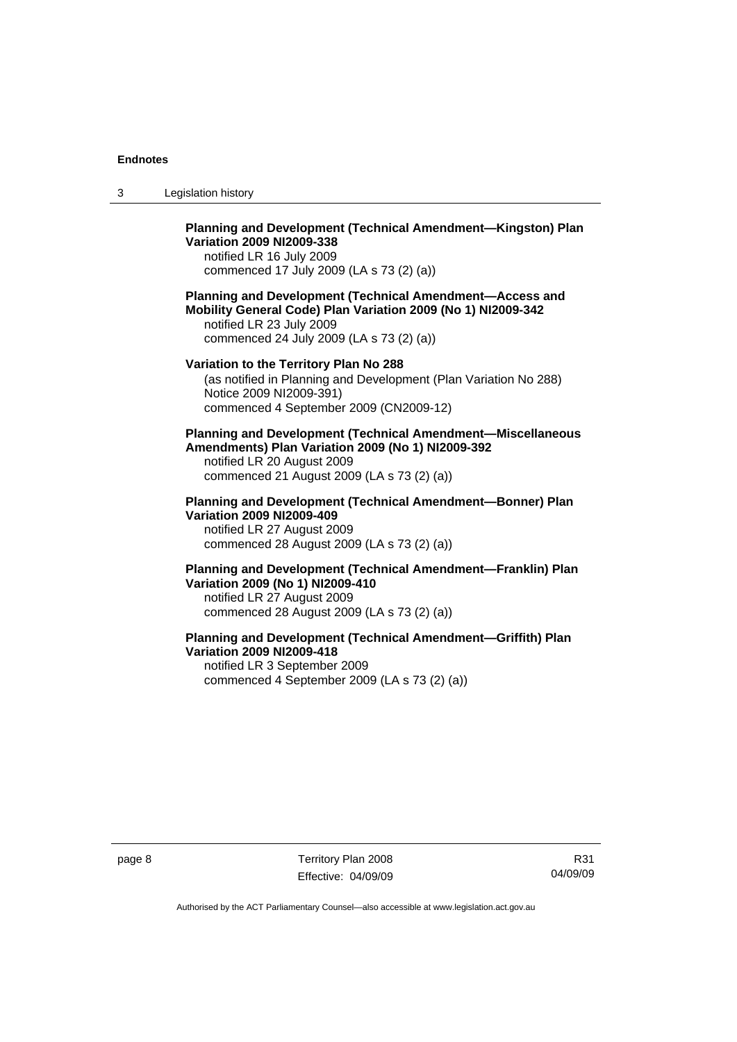**Planning and Development (Technical Amendment—Kingston) Plan Variation 2009 NI2009-338**
notified LR 16 July 2009
commenced 17 July 2009 (LA s 73 (2) (a))

**Planning and Development (Technical Amendment—Access and Mobility General Code) Plan Variation 2009 (No 1) NI2009-342**
notified LR 23 July 2009
commenced 24 July 2009 (LA s 73 (2) (a))

**Variation to the Territory Plan No 288**
(as notified in Planning and Development (Plan Variation No 288) Notice 2009 NI2009-391)
commenced 4 September 2009 (CN2009-12)

**Planning and Development (Technical Amendment—Miscellaneous Amendments) Plan Variation 2009 (No 1) NI2009-392**
notified LR 20 August 2009
commenced 21 August 2009 (LA s 73 (2) (a))

**Planning and Development (Technical Amendment—Bonner) Plan Variation 2009 NI2009-409**
notified LR 27 August 2009
commenced 28 August 2009 (LA s 73 (2) (a))

**Planning and Development (Technical Amendment—Franklin) Plan Variation 2009 (No 1) NI2009-410**
notified LR 27 August 2009
commenced 28 August 2009 (LA s 73 (2) (a))

**Planning and Development (Technical Amendment—Griffith) Plan Variation 2009 NI2009-418**
notified LR 3 September 2009
commenced 4 September 2009 (LA s 73 (2) (a))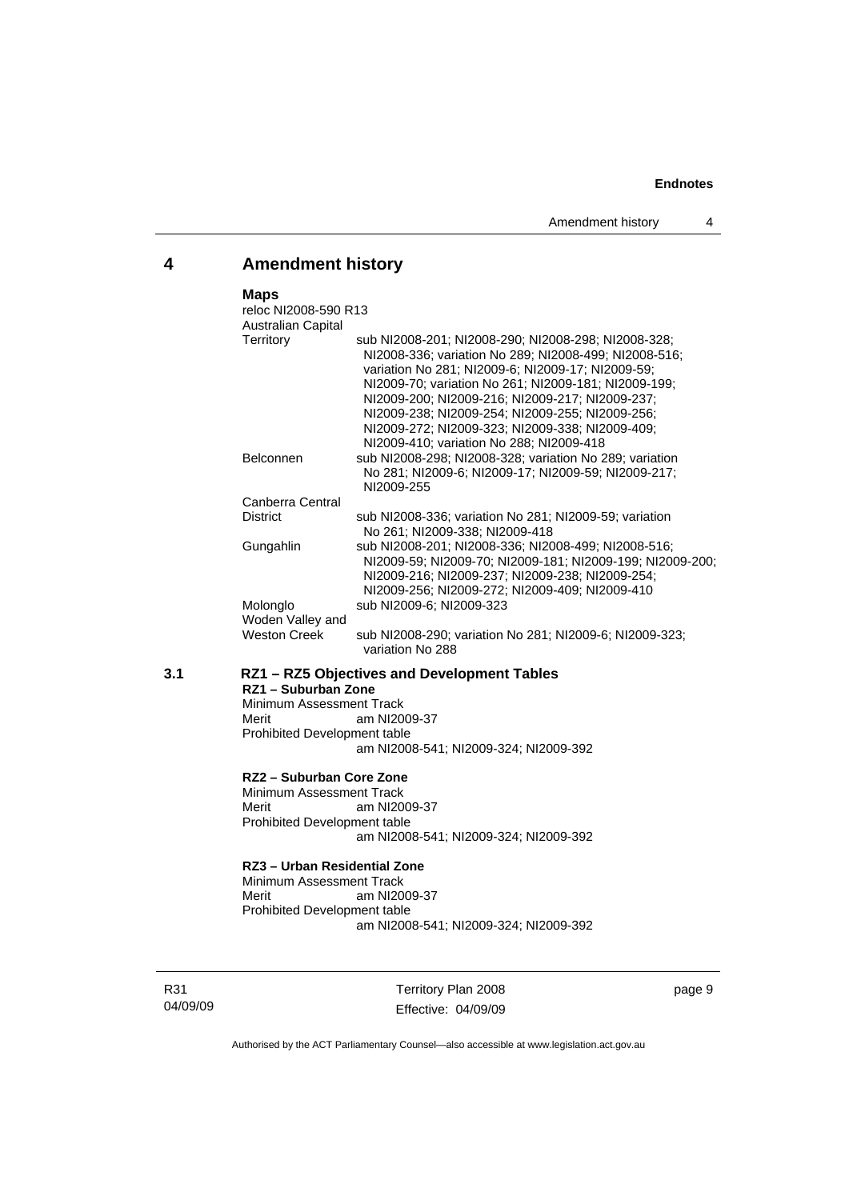## 4 Amendment history

**Maps**

reloc NI2008-590 R13

| | |
|---|---|
| Australian Capital Territory | sub NI2008-201; NI2008-290; NI2008-298; NI2008-328; NI2008-336; variation No 289; NI2008-499; NI2008-516; variation No 281; NI2009-6; NI2009-17; NI2009-59; NI2009-70; variation No 261; NI2009-181; NI2009-199; NI2009-200; NI2009-216; NI2009-217; NI2009-237; NI2009-238; NI2009-254; NI2009-255; NI2009-256; NI2009-272; NI2009-323; NI2009-338; NI2009-409; NI2009-410; variation No 288; NI2009-418 |
| Belconnen | sub NI2008-298; NI2008-328; variation No 289; variation No 281; NI2009-6; NI2009-17; NI2009-59; NI2009-217; NI2009-255 |
| Canberra Central District | sub NI2008-336; variation No 281; NI2009-59; variation No 261; NI2009-338; NI2009-418 |
| Gungahlin | sub NI2008-201; NI2008-336; NI2008-499; NI2008-516; NI2009-59; NI2009-70; NI2009-181; NI2009-199; NI2009-200; NI2009-216; NI2009-237; NI2009-238; NI2009-254; NI2009-256; NI2009-272; NI2009-409; NI2009-410 |
| Molonglo | sub NI2009-6; NI2009-323 |
| Woden Valley and Weston Creek | sub NI2008-290; variation No 281; NI2009-6; NI2009-323; variation No 288 |

### 3.1 RZ1 – RZ5 Objectives and Development Tables

**RZ1 – Suburban Zone**

Minimum Assessment Track
Merit am NI2009-37
Prohibited Development table
am NI2008-541; NI2009-324; NI2009-392

**RZ2 – Suburban Core Zone**

Minimum Assessment Track
Merit am NI2009-37
Prohibited Development table
am NI2008-541; NI2009-324; NI2009-392

**RZ3 – Urban Residential Zone**

Minimum Assessment Track
Merit am NI2009-37
Prohibited Development table
am NI2008-541; NI2009-324; NI2009-392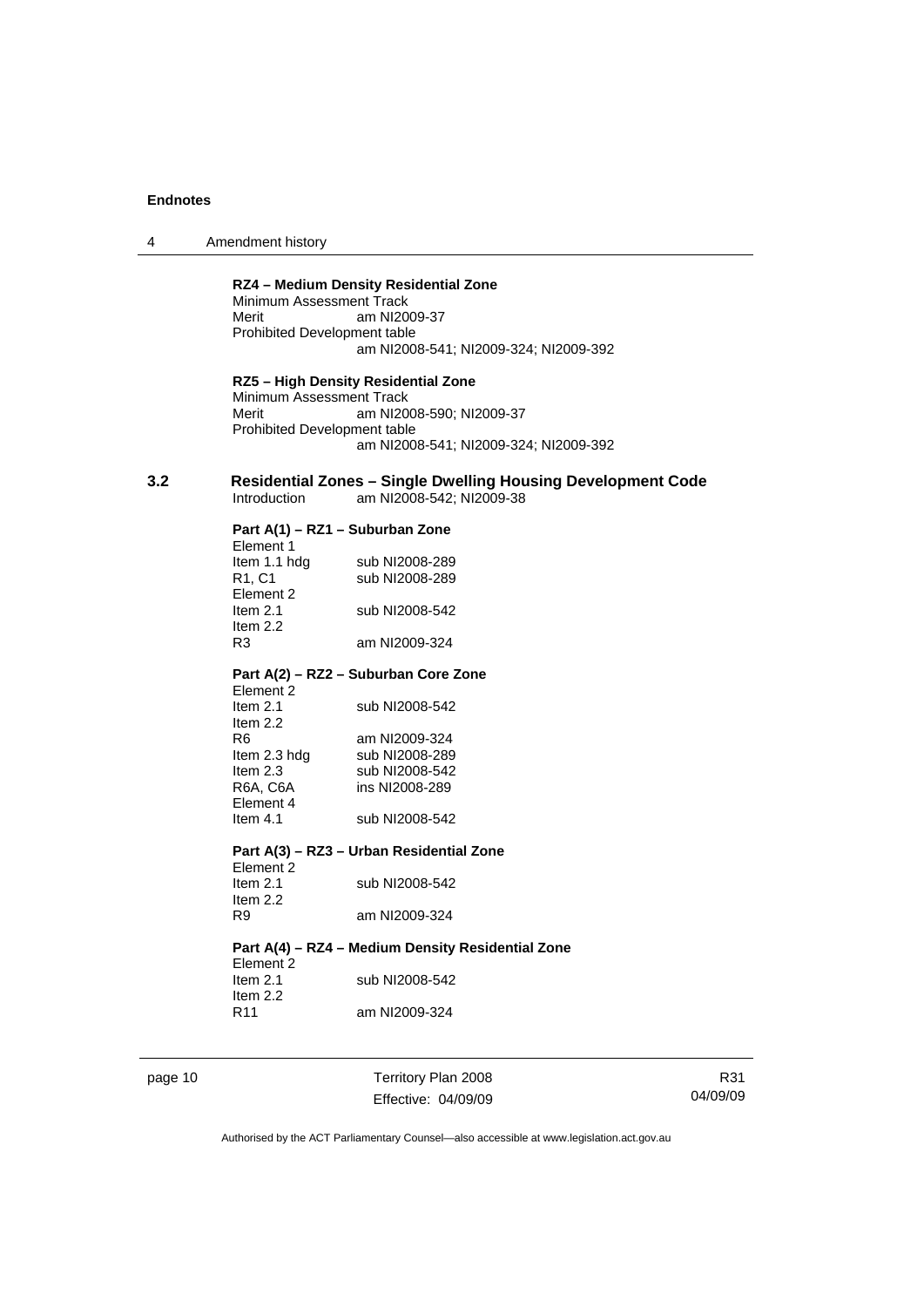**RZ4 – Medium Density Residential Zone**

Minimum Assessment Track
Merit am NI2009-37
Prohibited Development table
am NI2008-541; NI2009-324; NI2009-392

**RZ5 – High Density Residential Zone**

Minimum Assessment Track
Merit am NI2008-590; NI2009-37
Prohibited Development table
am NI2008-541; NI2009-324; NI2009-392

## 3.2 Residential Zones – Single Dwelling Housing Development Code

Introduction am NI2008-542; NI2009-38

**Part A(1) – RZ1 – Suburban Zone**

Element 1
Item 1.1 hdg sub NI2008-289
R1, C1 sub NI2008-289
Element 2
Item 2.1 sub NI2008-542
Item 2.2
R3 am NI2009-324

**Part A(2) – RZ2 – Suburban Core Zone**

Element 2
Item 2.1 sub NI2008-542
Item 2.2
R6 am NI2009-324
Item 2.3 hdg sub NI2008-289
Item 2.3 sub NI2008-542
R6A, C6A ins NI2008-289
Element 4
Item 4.1 sub NI2008-542

**Part A(3) – RZ3 – Urban Residential Zone**

Element 2
Item 2.1 sub NI2008-542
Item 2.2
R9 am NI2009-324

**Part A(4) – RZ4 – Medium Density Residential Zone**

Element 2
Item 2.1 sub NI2008-542
Item 2.2
R11 am NI2009-324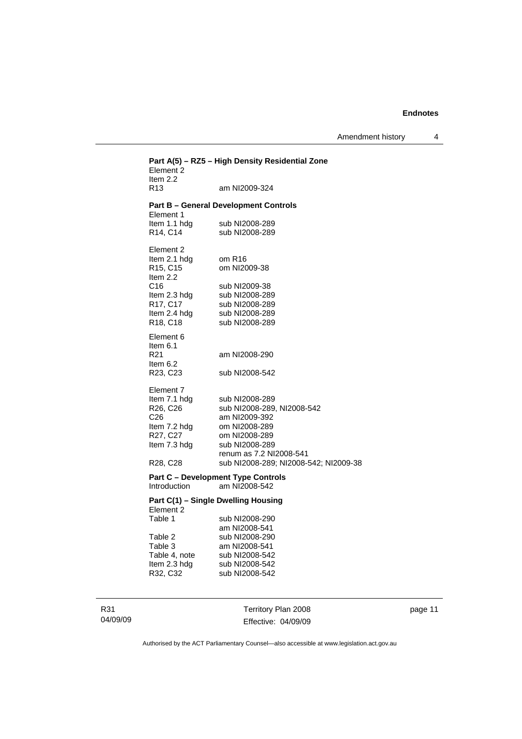**Part A(5) – RZ5 – High Density Residential Zone**

Element 2
Item 2.2
R13 am NI2009-324

**Part B – General Development Controls**

Element 1
Item 1.1 hdg sub NI2008-289
R14, C14 sub NI2008-289

Element 2
Item 2.1 hdg om R16
R15, C15 om NI2009-38
Item 2.2
C16 sub NI2009-38
Item 2.3 hdg sub NI2008-289
R17, C17 sub NI2008-289
Item 2.4 hdg sub NI2008-289
R18, C18 sub NI2008-289

Element 6
Item 6.1
R21 am NI2008-290
Item 6.2
R23, C23 sub NI2008-542

Element 7
Item 7.1 hdg sub NI2008-289
R26, C26 sub NI2008-289, NI2008-542
C26 am NI2009-392
Item 7.2 hdg om NI2008-289
R27, C27 om NI2008-289
Item 7.3 hdg sub NI2008-289
renum as 7.2 NI2008-541
R28, C28 sub NI2008-289; NI2008-542; NI2009-38

**Part C – Development Type Controls**

Introduction am NI2008-542

**Part C(1) – Single Dwelling Housing**

Element 2
Table 1 sub NI2008-290
am NI2008-541
Table 2 sub NI2008-290
Table 3 am NI2008-541
Table 4, note sub NI2008-542
Item 2.3 hdg sub NI2008-542
R32, C32 sub NI2008-542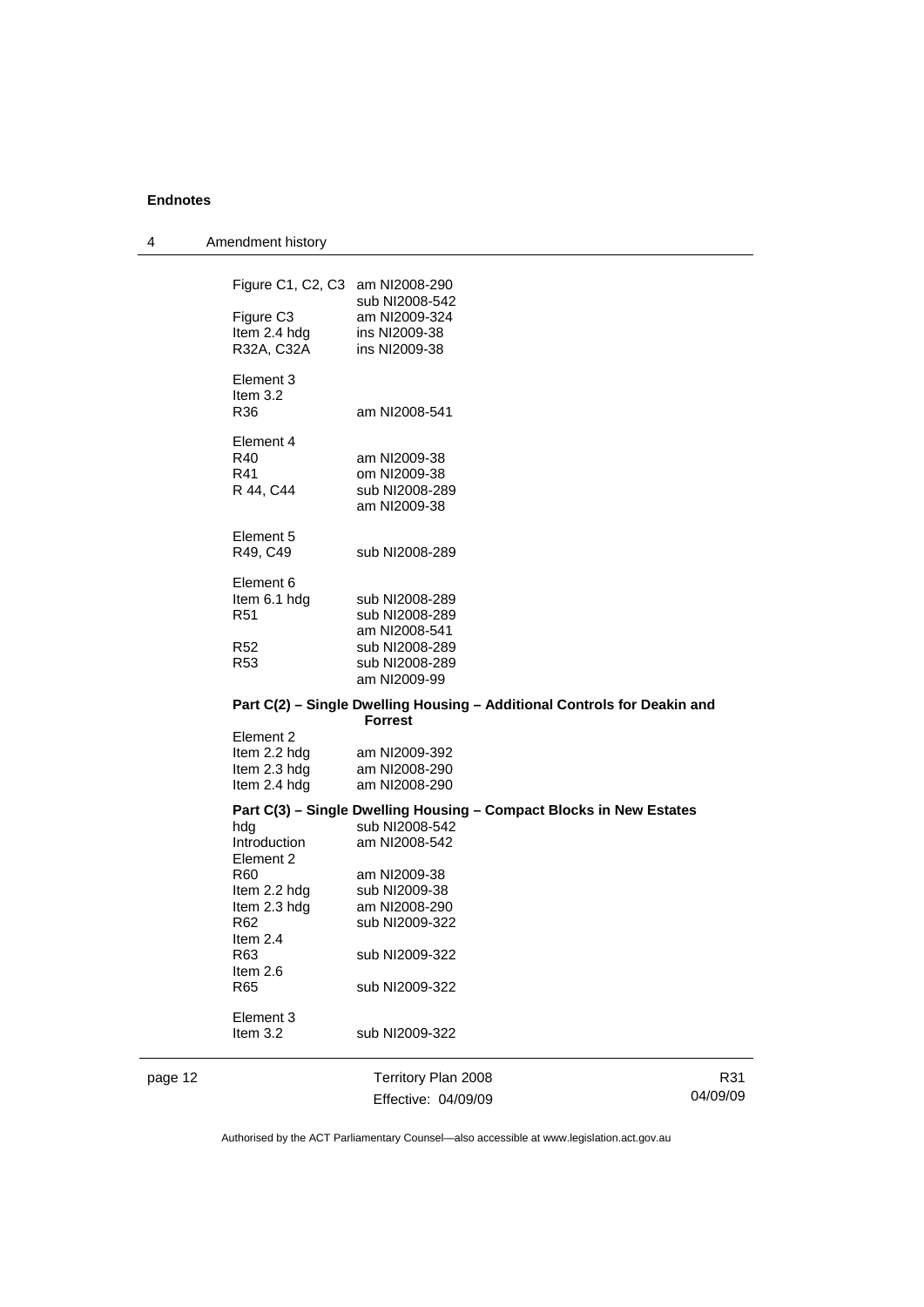Figure C1, C2, C3 am NI2008-290
sub NI2008-542
Figure C3 am NI2009-324
Item 2.4 hdg ins NI2009-38
R32A, C32A ins NI2009-38

Element 3
Item 3.2
R36 am NI2008-541

Element 4
R40 am NI2009-38
R41 om NI2009-38
R 44, C44 sub NI2008-289
am NI2009-38

Element 5
R49, C49 sub NI2008-289

Element 6
Item 6.1 hdg sub NI2008-289
R51 sub NI2008-289
am NI2008-541
R52 sub NI2008-289
R53 sub NI2008-289
am NI2009-99

**Part C(2) – Single Dwelling Housing – Additional Controls for Deakin and Forrest**

Element 2
Item 2.2 hdg am NI2009-392
Item 2.3 hdg am NI2008-290
Item 2.4 hdg am NI2008-290

**Part C(3) – Single Dwelling Housing – Compact Blocks in New Estates**

hdg sub NI2008-542
Introduction am NI2008-542
Element 2
R60 am NI2009-38
Item 2.2 hdg sub NI2009-38
Item 2.3 hdg am NI2008-290
R62 sub NI2009-322
Item 2.4
R63 sub NI2009-322
Item 2.6
R65 sub NI2009-322

Element 3
Item 3.2 sub NI2009-322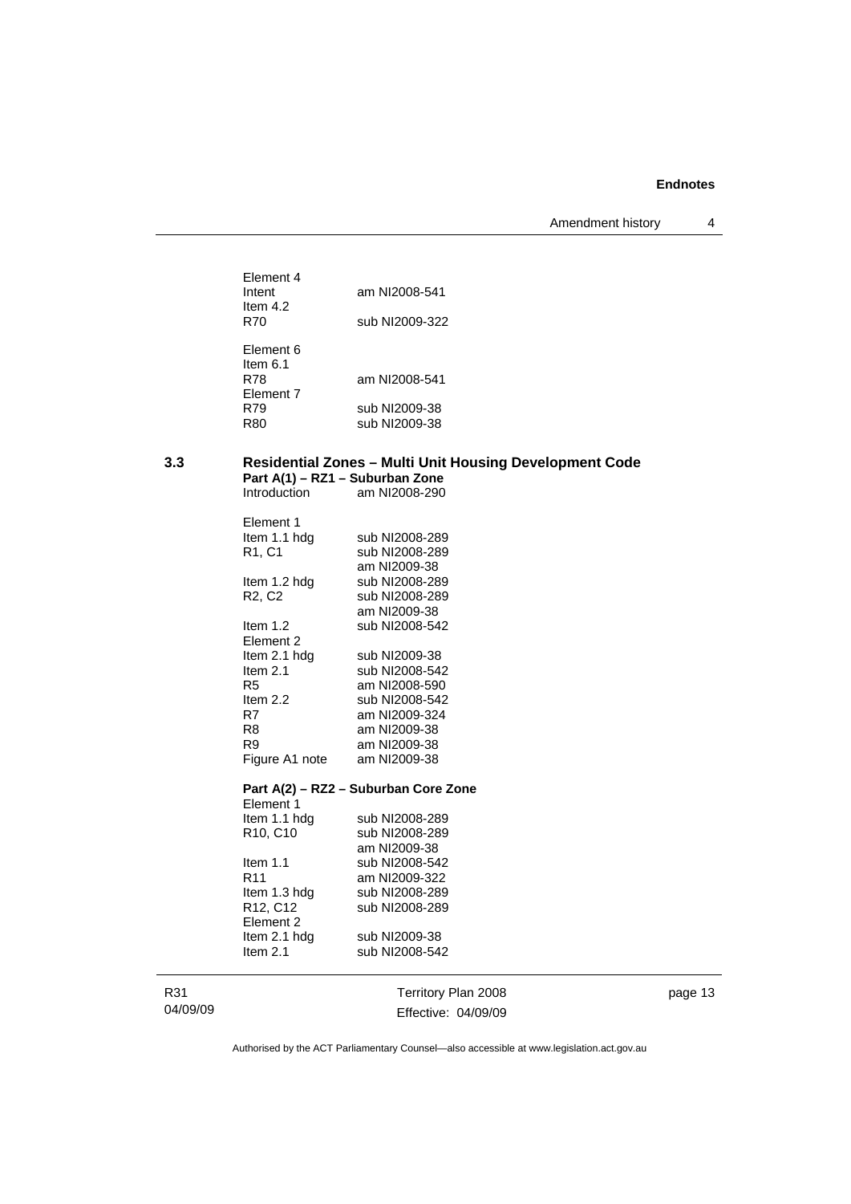Element 4

| | |
|---|---|
| Intent | am NI2008-541 |
| Item 4.2 | |
| R70 | sub NI2009-322 |

Element 6

| | |
|---|---|
| Item 6.1 | |
| R78 | am NI2008-541 |
| Element 7 | |
| R79 | sub NI2009-38 |
| R80 | sub NI2009-38 |

### 3.3 Residential Zones – Multi Unit Housing Development Code

**Part A(1) – RZ1 – Suburban Zone**

| | |
|---|---|
| Introduction | am NI2008-290 |

Element 1

| | |
|---|---|
| Item 1.1 hdg | sub NI2008-289 |
| R1, C1 | sub NI2008-289 |
| | am NI2009-38 |
| Item 1.2 hdg | sub NI2008-289 |
| R2, C2 | sub NI2008-289 |
| | am NI2009-38 |
| Item 1.2 | sub NI2008-542 |
| Element 2 | |
| Item 2.1 hdg | sub NI2009-38 |
| Item 2.1 | sub NI2008-542 |
| R5 | am NI2008-590 |
| Item 2.2 | sub NI2008-542 |
| R7 | am NI2009-324 |
| R8 | am NI2009-38 |
| R9 | am NI2009-38 |
| Figure A1 note | am NI2009-38 |

**Part A(2) – RZ2 – Suburban Core Zone**

Element 1

| | |
|---|---|
| Item 1.1 hdg | sub NI2008-289 |
| R10, C10 | sub NI2008-289 |
| | am NI2009-38 |
| Item 1.1 | sub NI2008-542 |
| R11 | am NI2009-322 |
| Item 1.3 hdg | sub NI2008-289 |
| R12, C12 | sub NI2008-289 |
| Element 2 | |
| Item 2.1 hdg | sub NI2009-38 |
| Item 2.1 | sub NI2008-542 |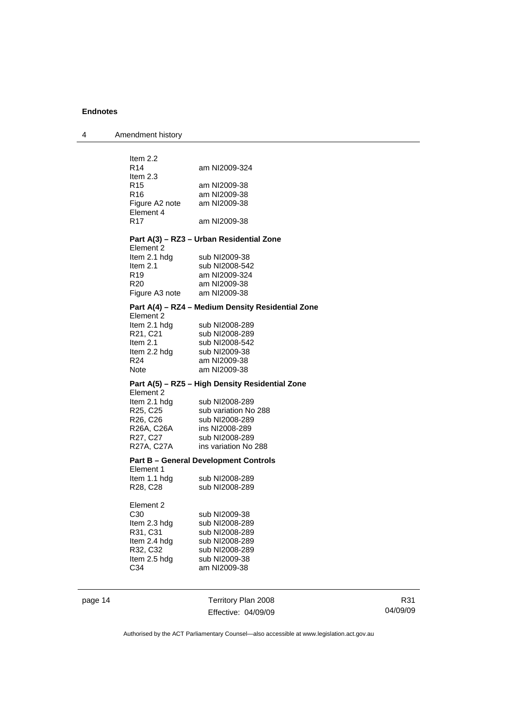Item 2.2

| | |
|---|---|
| R14 | am NI2009-324 |

Item 2.3

| | |
|---|---|
| R15 | am NI2009-38 |
| R16 | am NI2009-38 |
| Figure A2 note | am NI2009-38 |

Element 4

| | |
|---|---|
| R17 | am NI2009-38 |

**Part A(3) – RZ3 – Urban Residential Zone**

Element 2

| | |
|---|---|
| Item 2.1 hdg | sub NI2009-38 |
| Item 2.1 | sub NI2008-542 |
| R19 | am NI2009-324 |
| R20 | am NI2009-38 |
| Figure A3 note | am NI2009-38 |

**Part A(4) – RZ4 – Medium Density Residential Zone**

Element 2

| | |
|---|---|
| Item 2.1 hdg | sub NI2008-289 |
| R21, C21 | sub NI2008-289 |
| Item 2.1 | sub NI2008-542 |
| Item 2.2 hdg | sub NI2009-38 |
| R24 | am NI2009-38 |
| Note | am NI2009-38 |

**Part A(5) – RZ5 – High Density Residential Zone**

Element 2

| | |
|---|---|
| Item 2.1 hdg | sub NI2008-289 |
| R25, C25 | sub variation No 288 |
| R26, C26 | sub NI2008-289 |
| R26A, C26A | ins NI2008-289 |
| R27, C27 | sub NI2008-289 |
| R27A, C27A | ins variation No 288 |

**Part B – General Development Controls**

Element 1

| | |
|---|---|
| Item 1.1 hdg | sub NI2008-289 |
| R28, C28 | sub NI2008-289 |

Element 2

| | |
|---|---|
| C30 | sub NI2009-38 |
| Item 2.3 hdg | sub NI2008-289 |
| R31, C31 | sub NI2008-289 |
| Item 2.4 hdg | sub NI2008-289 |
| R32, C32 | sub NI2008-289 |
| Item 2.5 hdg | sub NI2009-38 |
| C34 | am NI2009-38 |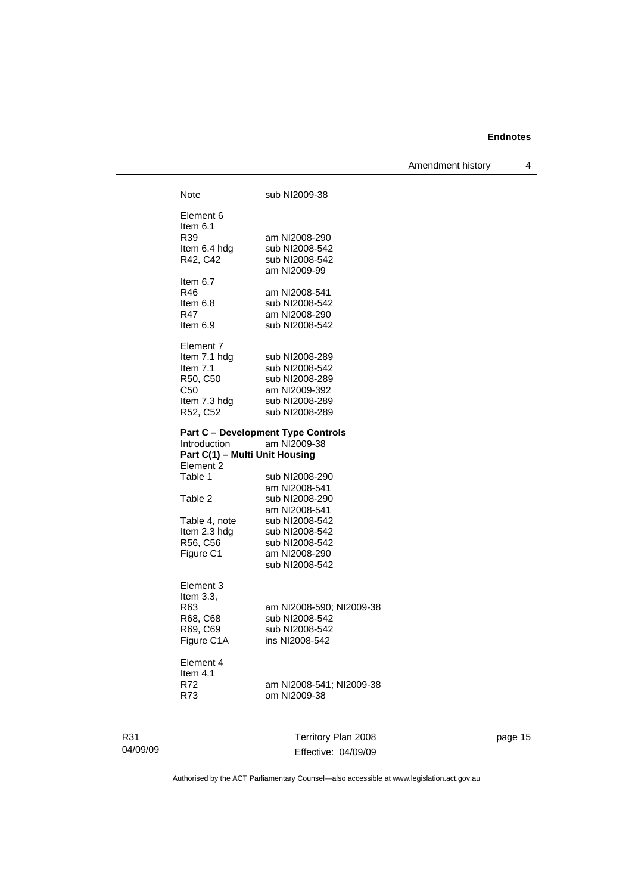| | |
|---|---|
| Note | sub NI2009-38 |
| Element 6 | |
| Item 6.1 | |
| R39 | am NI2008-290 |
| Item 6.4 hdg | sub NI2008-542 |
| R42, C42 | sub NI2008-542 |
| | am NI2009-99 |
| Item 6.7 | |
| R46 | am NI2008-541 |
| Item 6.8 | sub NI2008-542 |
| R47 | am NI2008-290 |
| Item 6.9 | sub NI2008-542 |
| Element 7 | |
| Item 7.1 hdg | sub NI2008-289 |
| Item 7.1 | sub NI2008-542 |
| R50, C50 | sub NI2008-289 |
| C50 | am NI2009-392 |
| Item 7.3 hdg | sub NI2008-289 |
| R52, C52 | sub NI2008-289 |

**Part C – Development Type Controls**

| | |
|---|---|
| Introduction | am NI2009-38 |

**Part C(1) – Multi Unit Housing**

| | |
|---|---|
| Element 2 | |
| Table 1 | sub NI2008-290 |
| | am NI2008-541 |
| Table 2 | sub NI2008-290 |
| | am NI2008-541 |
| Table 4, note | sub NI2008-542 |
| Item 2.3 hdg | sub NI2008-542 |
| R56, C56 | sub NI2008-542 |
| Figure C1 | am NI2008-290 |
| | sub NI2008-542 |
| Element 3 | |
| Item 3.3, | |
| R63 | am NI2008-590; NI2009-38 |
| R68, C68 | sub NI2008-542 |
| R69, C69 | sub NI2008-542 |
| Figure C1A | ins NI2008-542 |
| Element 4 | |
| Item 4.1 | |
| R72 | am NI2008-541; NI2009-38 |
| R73 | om NI2009-38 |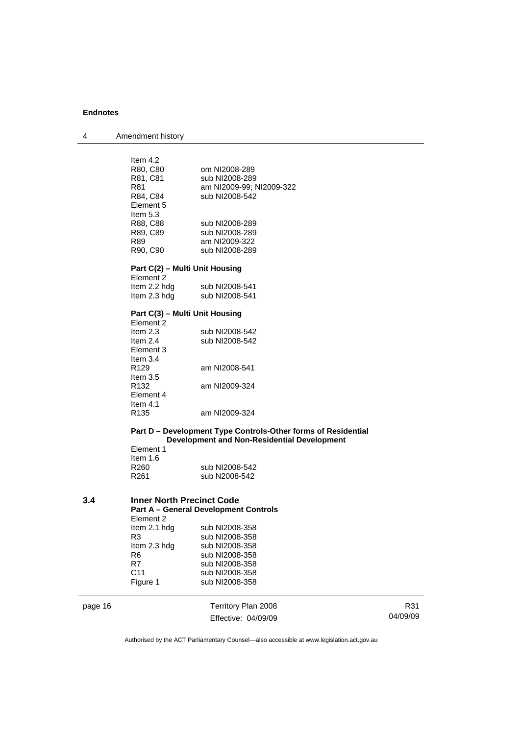Item 4.2

| | |
|---|---|
| R80, C80 | om NI2008-289 |
| R81, C81 | sub NI2008-289 |
| R81 | am NI2009-99; NI2009-322 |
| R84, C84 | sub NI2008-542 |

Element 5

Item 5.3

| | |
|---|---|
| R88, C88 | sub NI2008-289 |
| R89, C89 | sub NI2008-289 |
| R89 | am NI2009-322 |
| R90, C90 | sub NI2008-289 |

**Part C(2) – Multi Unit Housing**

Element 2

| | |
|---|---|
| Item 2.2 hdg | sub NI2008-541 |
| Item 2.3 hdg | sub NI2008-541 |

**Part C(3) – Multi Unit Housing**

Element 2

| | |
|---|---|
| Item 2.3 | sub NI2008-542 |
| Item 2.4 | sub NI2008-542 |

Element 3

Item 3.4

| | |
|---|---|
| R129 | am NI2008-541 |

Item 3.5

| | |
|---|---|
| R132 | am NI2009-324 |

Element 4

Item 4.1

| | |
|---|---|
| R135 | am NI2009-324 |

**Part D – Development Type Controls-Other forms of Residential Development and Non-Residential Development**

Element 1

Item 1.6

| | |
|---|---|
| R260 | sub NI2008-542 |
| R261 | sub N2008-542 |

## 3.4 Inner North Precinct Code

**Part A – General Development Controls**

Element 2

| | |
|---|---|
| Item 2.1 hdg | sub NI2008-358 |
| R3 | sub NI2008-358 |
| Item 2.3 hdg | sub NI2008-358 |
| R6 | sub NI2008-358 |
| R7 | sub NI2008-358 |
| C11 | sub NI2008-358 |
| Figure 1 | sub NI2008-358 |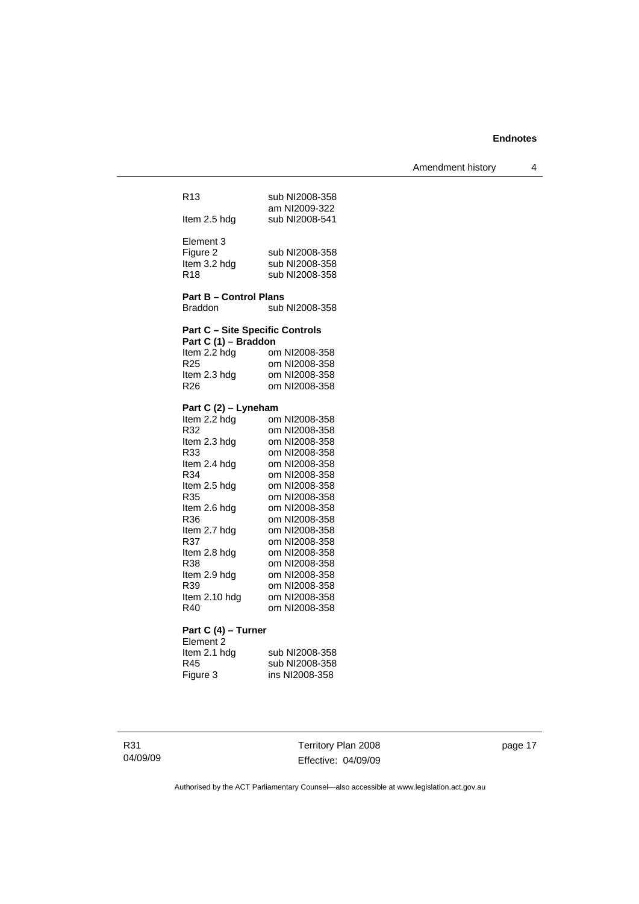| | |
|---|---|
| R13 | sub NI2008-358<br>am NI2009-322 |
| Item 2.5 hdg | sub NI2008-541 |

Element 3

| | |
|---|---|
| Figure 2 | sub NI2008-358 |
| Item 3.2 hdg | sub NI2008-358 |
| R18 | sub NI2008-358 |

**Part B – Control Plans**

| | |
|---|---|
| Braddon | sub NI2008-358 |

**Part C – Site Specific Controls**

**Part C (1) – Braddon**

| | |
|---|---|
| Item 2.2 hdg | om NI2008-358 |
| R25 | om NI2008-358 |
| Item 2.3 hdg | om NI2008-358 |
| R26 | om NI2008-358 |

**Part C (2) – Lyneham**

| | |
|---|---|
| Item 2.2 hdg | om NI2008-358 |
| R32 | om NI2008-358 |
| Item 2.3 hdg | om NI2008-358 |
| R33 | om NI2008-358 |
| Item 2.4 hdg | om NI2008-358 |
| R34 | om NI2008-358 |
| Item 2.5 hdg | om NI2008-358 |
| R35 | om NI2008-358 |
| Item 2.6 hdg | om NI2008-358 |
| R36 | om NI2008-358 |
| Item 2.7 hdg | om NI2008-358 |
| R37 | om NI2008-358 |
| Item 2.8 hdg | om NI2008-358 |
| R38 | om NI2008-358 |
| Item 2.9 hdg | om NI2008-358 |
| R39 | om NI2008-358 |
| Item 2.10 hdg | om NI2008-358 |
| R40 | om NI2008-358 |

**Part C (4) – Turner**

Element 2

| | |
|---|---|
| Item 2.1 hdg | sub NI2008-358 |
| R45 | sub NI2008-358 |
| Figure 3 | ins NI2008-358 |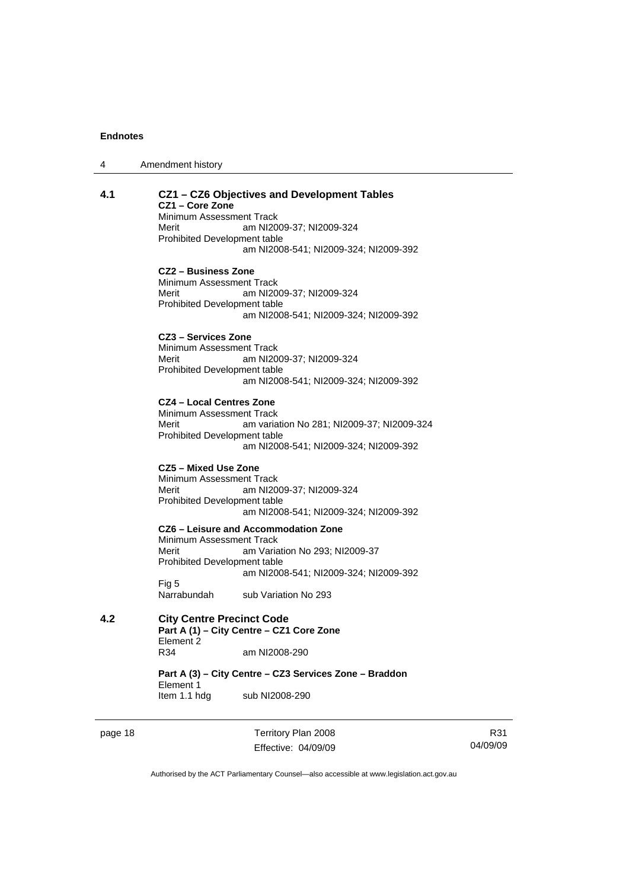**4.1 CZ1 – CZ6 Objectives and Development Tables**

**CZ1 – Core Zone**
Minimum Assessment Track
Merit am NI2009-37; NI2009-324
Prohibited Development table
am NI2008-541; NI2009-324; NI2009-392

**CZ2 – Business Zone**
Minimum Assessment Track
Merit am NI2009-37; NI2009-324
Prohibited Development table
am NI2008-541; NI2009-324; NI2009-392

**CZ3 – Services Zone**
Minimum Assessment Track
Merit am NI2009-37; NI2009-324
Prohibited Development table
am NI2008-541; NI2009-324; NI2009-392

**CZ4 – Local Centres Zone**
Minimum Assessment Track
Merit am variation No 281; NI2009-37; NI2009-324
Prohibited Development table
am NI2008-541; NI2009-324; NI2009-392

**CZ5 – Mixed Use Zone**
Minimum Assessment Track
Merit am NI2009-37; NI2009-324
Prohibited Development table
am NI2008-541; NI2009-324; NI2009-392

**CZ6 – Leisure and Accommodation Zone**
Minimum Assessment Track
Merit am Variation No 293; NI2009-37
Prohibited Development table
am NI2008-541; NI2009-324; NI2009-392
Fig 5
Narrabundah sub Variation No 293

**4.2 City Centre Precinct Code**

**Part A (1) – City Centre – CZ1 Core Zone**
Element 2
R34 am NI2008-290

**Part A (3) – City Centre – CZ3 Services Zone – Braddon**
Element 1
Item 1.1 hdg sub NI2008-290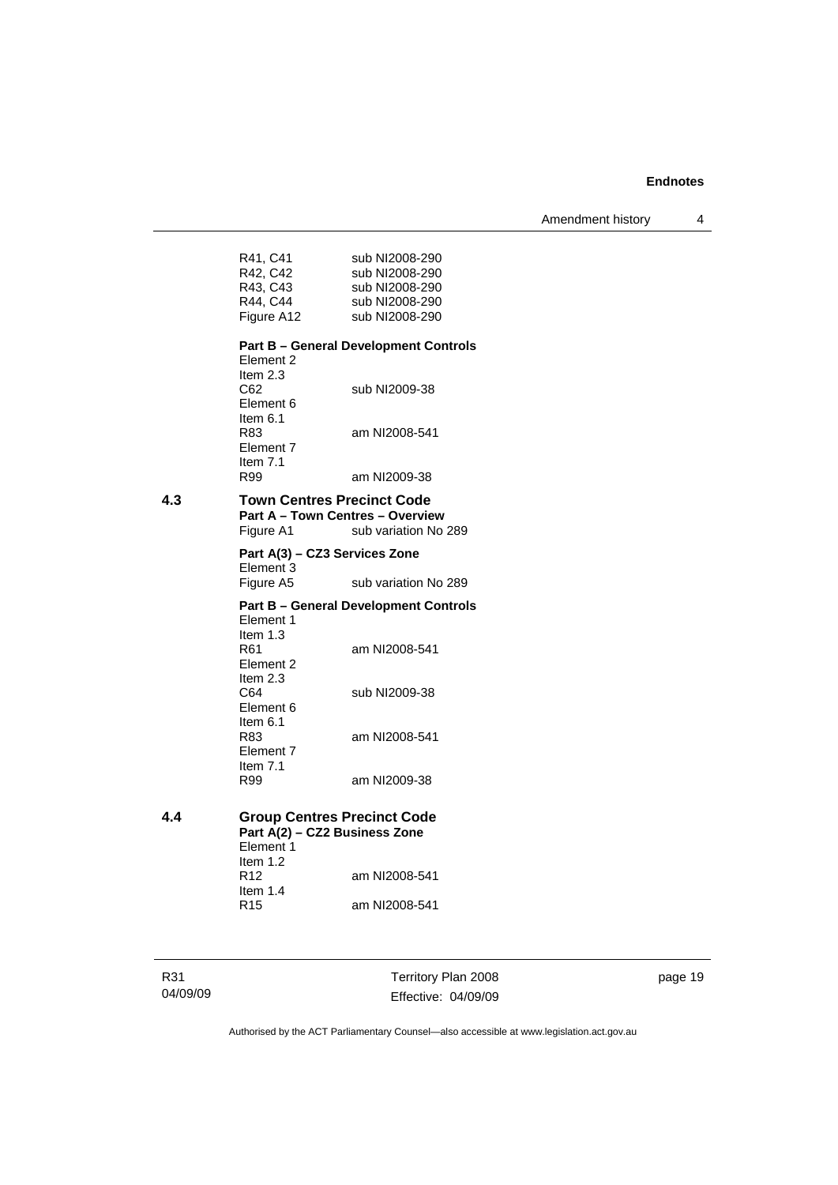R41, C41 sub NI2008-290
R42, C42 sub NI2008-290
R43, C43 sub NI2008-290
R44, C44 sub NI2008-290
Figure A12 sub NI2008-290

**Part B – General Development Controls**
Element 2
Item 2.3
C62 sub NI2009-38
Element 6
Item 6.1
R83 am NI2008-541
Element 7
Item 7.1
R99 am NI2009-38

### 4.3 Town Centres Precinct Code

**Part A – Town Centres – Overview**
Figure A1 sub variation No 289

**Part A(3) – CZ3 Services Zone**
Element 3
Figure A5 sub variation No 289

**Part B – General Development Controls**
Element 1
Item 1.3
R61 am NI2008-541
Element 2
Item 2.3
C64 sub NI2009-38
Element 6
Item 6.1
R83 am NI2008-541
Element 7
Item 7.1
R99 am NI2009-38

### 4.4 Group Centres Precinct Code

**Part A(2) – CZ2 Business Zone**
Element 1
Item 1.2
R12 am NI2008-541
Item 1.4
R15 am NI2008-541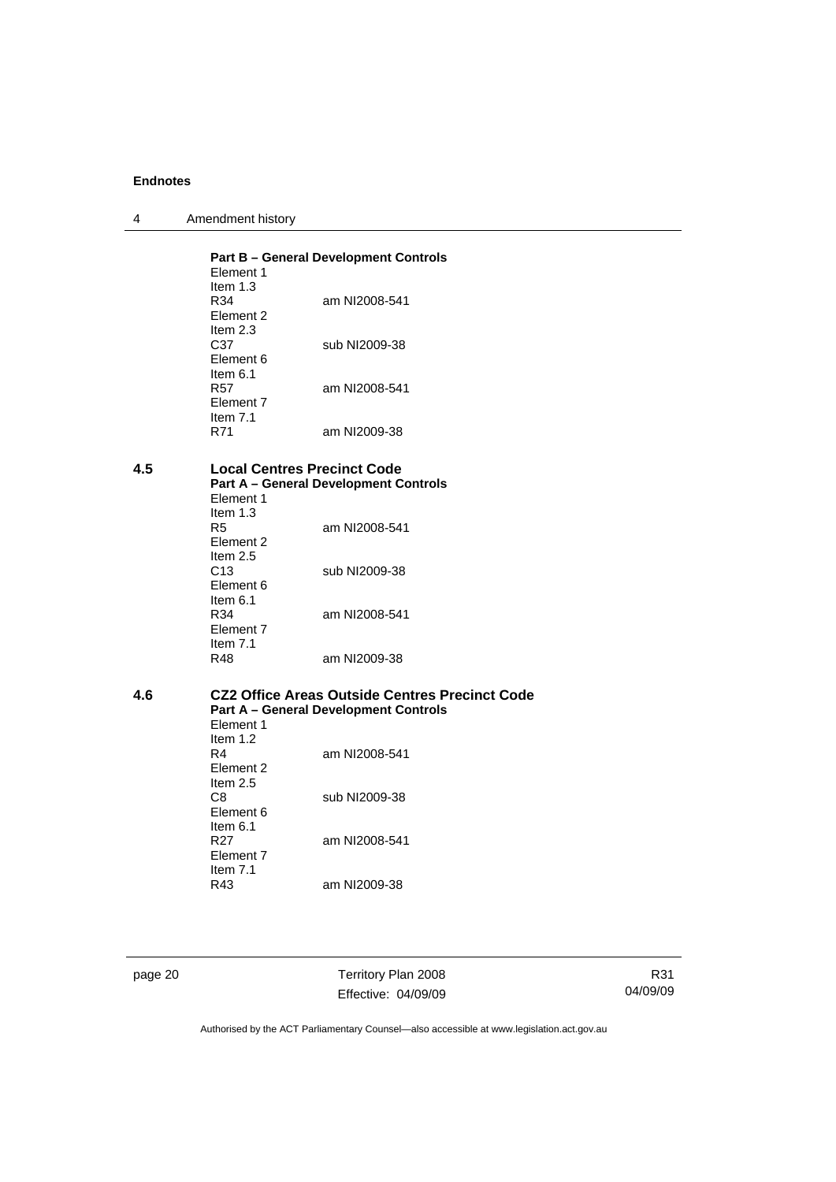**Part B – General Development Controls**

Element 1
Item 1.3
R34 am NI2008-541
Element 2
Item 2.3
C37 sub NI2009-38
Element 6
Item 6.1
R57 am NI2008-541
Element 7
Item 7.1
R71 am NI2009-38

### 4.5 Local Centres Precinct Code

**Part A – General Development Controls**

Element 1
Item 1.3
R5 am NI2008-541
Element 2
Item 2.5
C13 sub NI2009-38
Element 6
Item 6.1
R34 am NI2008-541
Element 7
Item 7.1
R48 am NI2009-38

### 4.6 CZ2 Office Areas Outside Centres Precinct Code

**Part A – General Development Controls**

Element 1
Item 1.2
R4 am NI2008-541
Element 2
Item 2.5
C8 sub NI2009-38
Element 6
Item 6.1
R27 am NI2008-541
Element 7
Item 7.1
R43 am NI2009-38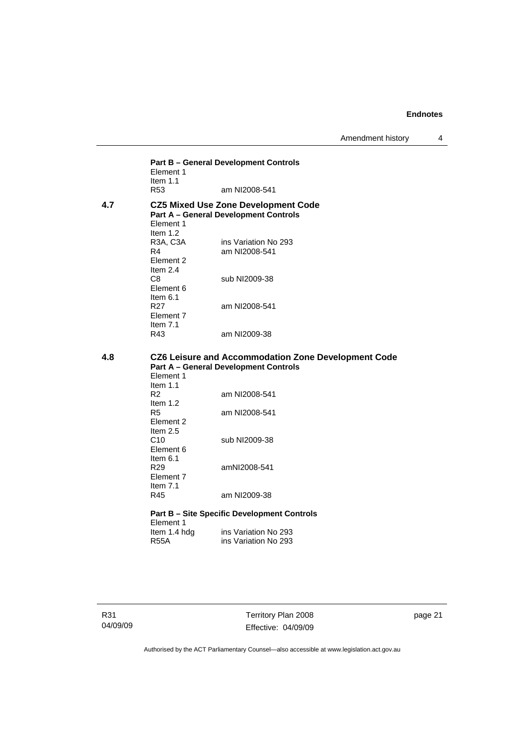**Part B – General Development Controls**

Element 1
Item 1.1
R53 am NI2008-541

**4.7 CZ5 Mixed Use Zone Development Code**

**Part A – General Development Controls**

Element 1
Item 1.2
R3A, C3A ins Variation No 293
R4 am NI2008-541
Element 2
Item 2.4
C8 sub NI2009-38
Element 6
Item 6.1
R27 am NI2008-541
Element 7
Item 7.1
R43 am NI2009-38

**4.8 CZ6 Leisure and Accommodation Zone Development Code**

**Part A – General Development Controls**

Element 1
Item 1.1
R2 am NI2008-541
Item 1.2
R5 am NI2008-541
Element 2
Item 2.5
C10 sub NI2009-38
Element 6
Item 6.1
R29 amNI2008-541
Element 7
Item 7.1
R45 am NI2009-38

**Part B – Site Specific Development Controls**

Element 1
Item 1.4 hdg ins Variation No 293
R55A ins Variation No 293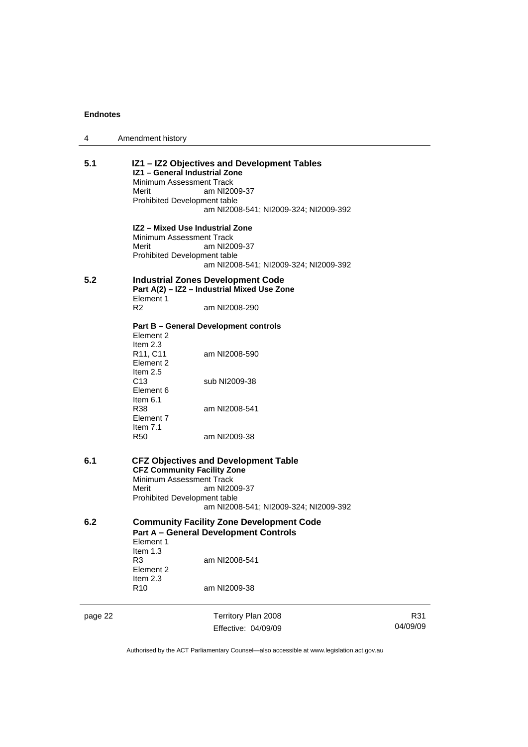## 5.1 IZ1 – IZ2 Objectives and Development Tables

**IZ1 – General Industrial Zone**

Minimum Assessment Track
Merit am NI2009-37
Prohibited Development table
am NI2008-541; NI2009-324; NI2009-392

**IZ2 – Mixed Use Industrial Zone**

Minimum Assessment Track
Merit am NI2009-37
Prohibited Development table
am NI2008-541; NI2009-324; NI2009-392

## 5.2 Industrial Zones Development Code

**Part A(2) – IZ2 – Industrial Mixed Use Zone**

Element 1
R2 am NI2008-290

**Part B – General Development controls**

Element 2
Item 2.3
R11, C11 am NI2008-590
Element 2
Item 2.5
C13 sub NI2009-38
Element 6
Item 6.1
R38 am NI2008-541
Element 7
Item 7.1
R50 am NI2009-38

## 6.1 CFZ Objectives and Development Table

**CFZ Community Facility Zone**

Minimum Assessment Track
Merit am NI2009-37
Prohibited Development table
am NI2008-541; NI2009-324; NI2009-392

## 6.2 Community Facility Zone Development Code

**Part A – General Development Controls**

Element 1
Item 1.3
R3 am NI2008-541
Element 2
Item 2.3
R10 am NI2009-38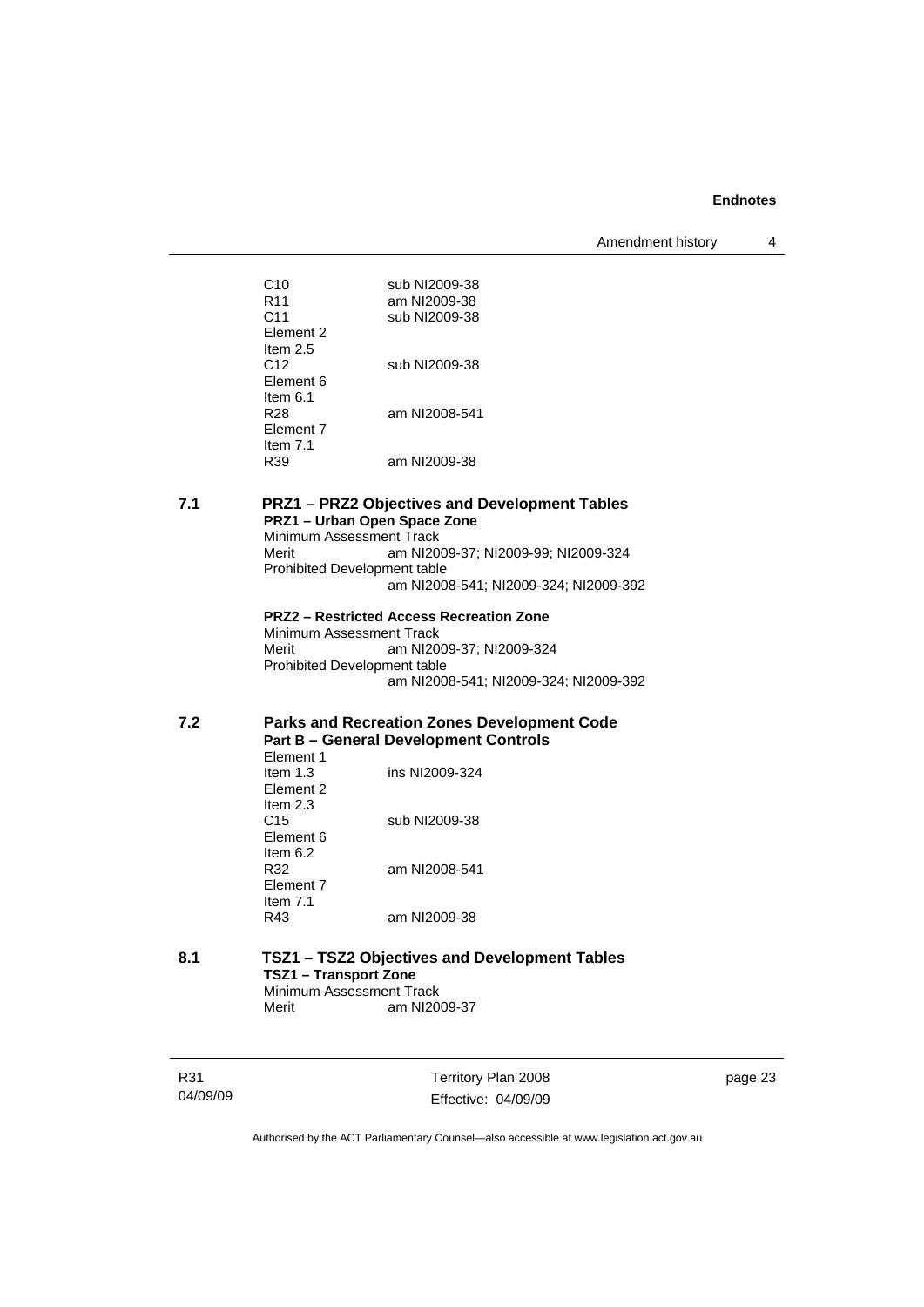| | |
|---|---|
| C10 | sub NI2009-38 |
| R11 | am NI2009-38 |
| C11 | sub NI2009-38 |
| Element 2 | |
| Item 2.5 | |
| C12 | sub NI2009-38 |
| Element 6 | |
| Item 6.1 | |
| R28 | am NI2008-541 |
| Element 7 | |
| Item 7.1 | |
| R39 | am NI2009-38 |

### 7.1 PRZ1 – PRZ2 Objectives and Development Tables

**PRZ1 – Urban Open Space Zone**

Minimum Assessment Track

Merit am NI2009-37; NI2009-99; NI2009-324

Prohibited Development table

am NI2008-541; NI2009-324; NI2009-392

**PRZ2 – Restricted Access Recreation Zone**

Minimum Assessment Track

Merit am NI2009-37; NI2009-324

Prohibited Development table

am NI2008-541; NI2009-324; NI2009-392

### 7.2 Parks and Recreation Zones Development Code

**Part B – General Development Controls**

| | |
|---|---|
| Element 1 | |
| Item 1.3 | ins NI2009-324 |
| Element 2 | |
| Item 2.3 | |
| C15 | sub NI2009-38 |
| Element 6 | |
| Item 6.2 | |
| R32 | am NI2008-541 |
| Element 7 | |
| Item 7.1 | |
| R43 | am NI2009-38 |

### 8.1 TSZ1 – TSZ2 Objectives and Development Tables

**TSZ1 – Transport Zone**

Minimum Assessment Track

Merit am NI2009-37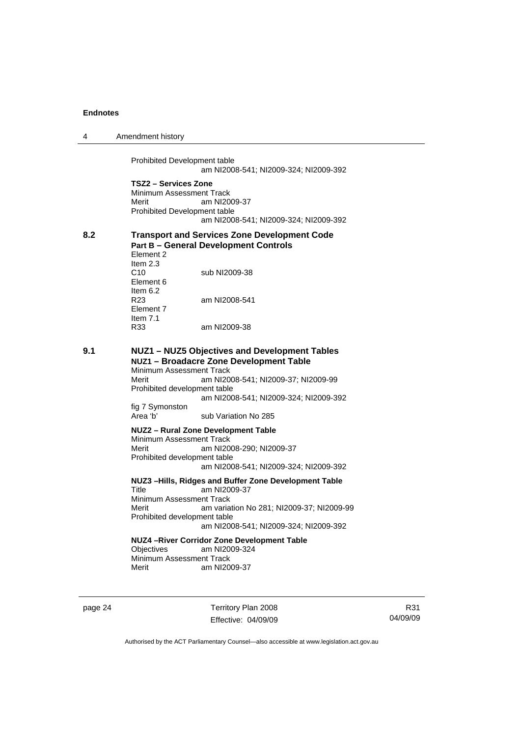Prohibited Development table
am NI2008-541; NI2009-324; NI2009-392

**TSZ2 – Services Zone**
Minimum Assessment Track
Merit am NI2009-37
Prohibited Development table
am NI2008-541; NI2009-324; NI2009-392

## 8.2 Transport and Services Zone Development Code

**Part B – General Development Controls**
Element 2
Item 2.3
C10 sub NI2009-38
Element 6
Item 6.2
R23 am NI2008-541
Element 7
Item 7.1
R33 am NI2009-38

## 9.1 NUZ1 – NUZ5 Objectives and Development Tables

**NUZ1 – Broadacre Zone Development Table**
Minimum Assessment Track
Merit am NI2008-541; NI2009-37; NI2009-99
Prohibited development table
am NI2008-541; NI2009-324; NI2009-392
fig 7 Symonston
Area 'b' sub Variation No 285

**NUZ2 – Rural Zone Development Table**
Minimum Assessment Track
Merit am NI2008-290; NI2009-37
Prohibited development table
am NI2008-541; NI2009-324; NI2009-392

**NUZ3 –Hills, Ridges and Buffer Zone Development Table**
Title am NI2009-37
Minimum Assessment Track
Merit am variation No 281; NI2009-37; NI2009-99
Prohibited development table
am NI2008-541; NI2009-324; NI2009-392

**NUZ4 –River Corridor Zone Development Table**
Objectives am NI2009-324
Minimum Assessment Track
Merit am NI2009-37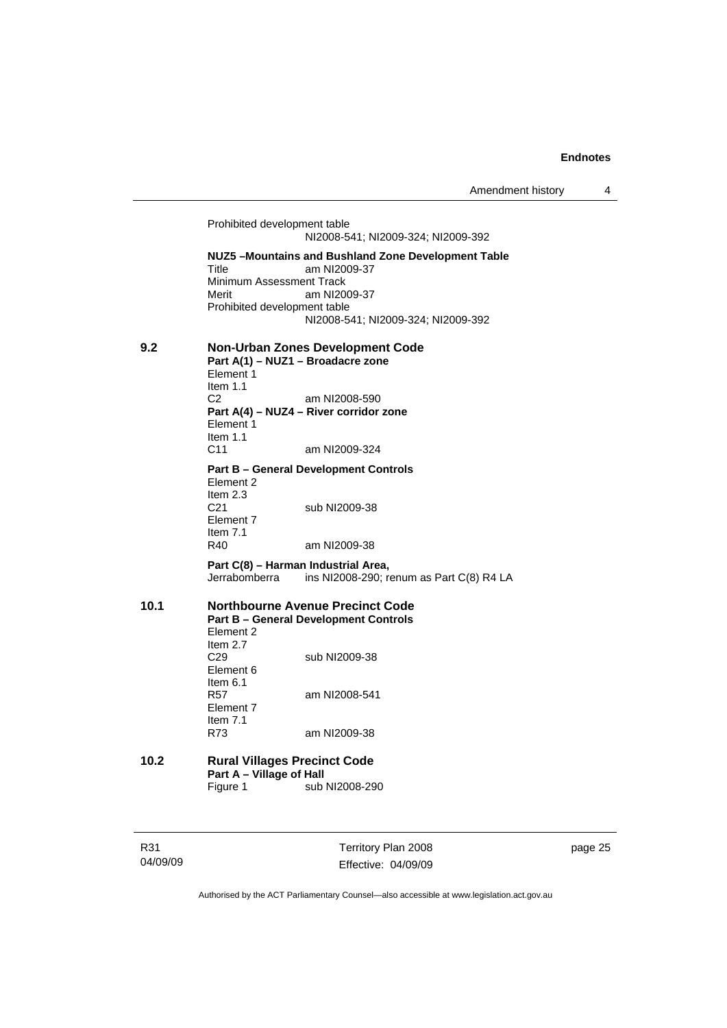Prohibited development table
NI2008-541; NI2009-324; NI2009-392

**NUZ5 –Mountains and Bushland Zone Development Table**
Title am NI2009-37
Minimum Assessment Track
Merit am NI2009-37
Prohibited development table
NI2008-541; NI2009-324; NI2009-392

**9.2 Non-Urban Zones Development Code**
**Part A(1) – NUZ1 – Broadacre zone**
Element 1
Item 1.1
C2 am NI2008-590
**Part A(4) – NUZ4 – River corridor zone**
Element 1
Item 1.1
C11 am NI2009-324

**Part B – General Development Controls**
Element 2
Item 2.3
C21 sub NI2009-38
Element 7
Item 7.1
R40 am NI2009-38

**Part C(8) – Harman Industrial Area,**
Jerrabomberra ins NI2008-290; renum as Part C(8) R4 LA

**10.1 Northbourne Avenue Precinct Code**
**Part B – General Development Controls**
Element 2
Item 2.7
C29 sub NI2009-38
Element 6
Item 6.1
R57 am NI2008-541
Element 7
Item 7.1
R73 am NI2009-38

**10.2 Rural Villages Precinct Code**
**Part A – Village of Hall**
Figure 1 sub NI2008-290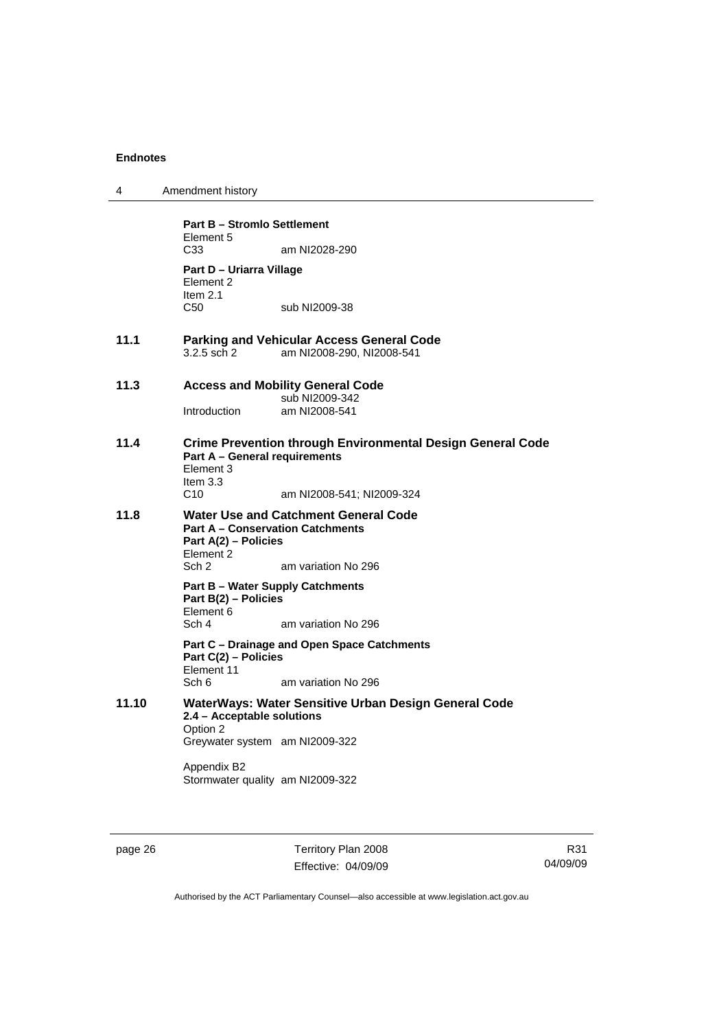**Part B – Stromlo Settlement**

Element 5

C33 am NI2028-290

**Part D – Uriarra Village**

Element 2

Item 2.1

C50 sub NI2009-38

## 11.1 Parking and Vehicular Access General Code

3.2.5 sch 2 am NI2008-290, NI2008-541

## 11.3 Access and Mobility General Code

sub NI2009-342

Introduction am NI2008-541

## 11.4 Crime Prevention through Environmental Design General Code

**Part A – General requirements**

Element 3

Item 3.3

C10 am NI2008-541; NI2009-324

## 11.8 Water Use and Catchment General Code

**Part A – Conservation Catchments**

**Part A(2) – Policies**

Element 2

Sch 2 am variation No 296

**Part B – Water Supply Catchments**

**Part B(2) – Policies**

Element 6

Sch 4 am variation No 296

**Part C – Drainage and Open Space Catchments**

**Part C(2) – Policies**

Element 11

Sch 6 am variation No 296

## 11.10 WaterWays: Water Sensitive Urban Design General Code

**2.4 – Acceptable solutions**

Option 2

Greywater system am NI2009-322

Appendix B2

Stormwater quality am NI2009-322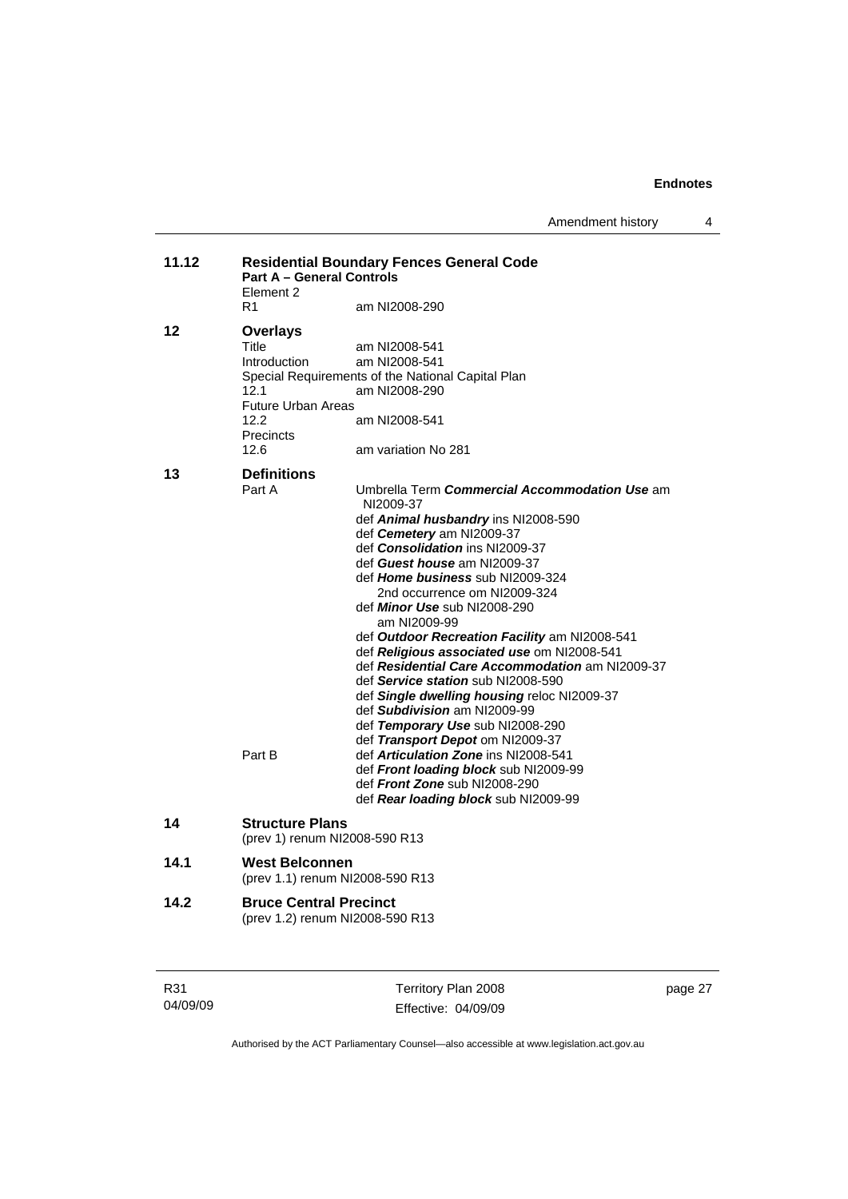**11.12 Residential Boundary Fences General Code**

**Part A – General Controls**

Element 2

R1 am NI2008-290

**12 Overlays**

Title am NI2008-541

Introduction am NI2008-541

Special Requirements of the National Capital Plan

12.1 am NI2008-290

Future Urban Areas

12.2 am NI2008-541

Precincts

12.6 am variation No 281

**13 Definitions**

Part A Umbrella Term ***Commercial Accommodation Use*** am NI2009-37

def ***Animal husbandry*** ins NI2008-590

def ***Cemetery*** am NI2009-37

def ***Consolidation*** ins NI2009-37

def ***Guest house*** am NI2009-37

def ***Home business*** sub NI2009-324

2nd occurrence om NI2009-324

def ***Minor Use*** sub NI2008-290

am NI2009-99

def ***Outdoor Recreation Facility*** am NI2008-541

def ***Religious associated use*** om NI2008-541

def ***Residential Care Accommodation*** am NI2009-37

def ***Service station*** sub NI2008-590

def ***Single dwelling housing*** reloc NI2009-37

def ***Subdivision*** am NI2009-99

def ***Temporary Use*** sub NI2008-290

def ***Transport Depot*** om NI2009-37

Part B def ***Articulation Zone*** ins NI2008-541

def ***Front loading block*** sub NI2009-99

def ***Front Zone*** sub NI2008-290

def ***Rear loading block*** sub NI2009-99

**14 Structure Plans**

(prev 1) renum NI2008-590 R13

**14.1 West Belconnen**

(prev 1.1) renum NI2008-590 R13

**14.2 Bruce Central Precinct**

(prev 1.2) renum NI2008-590 R13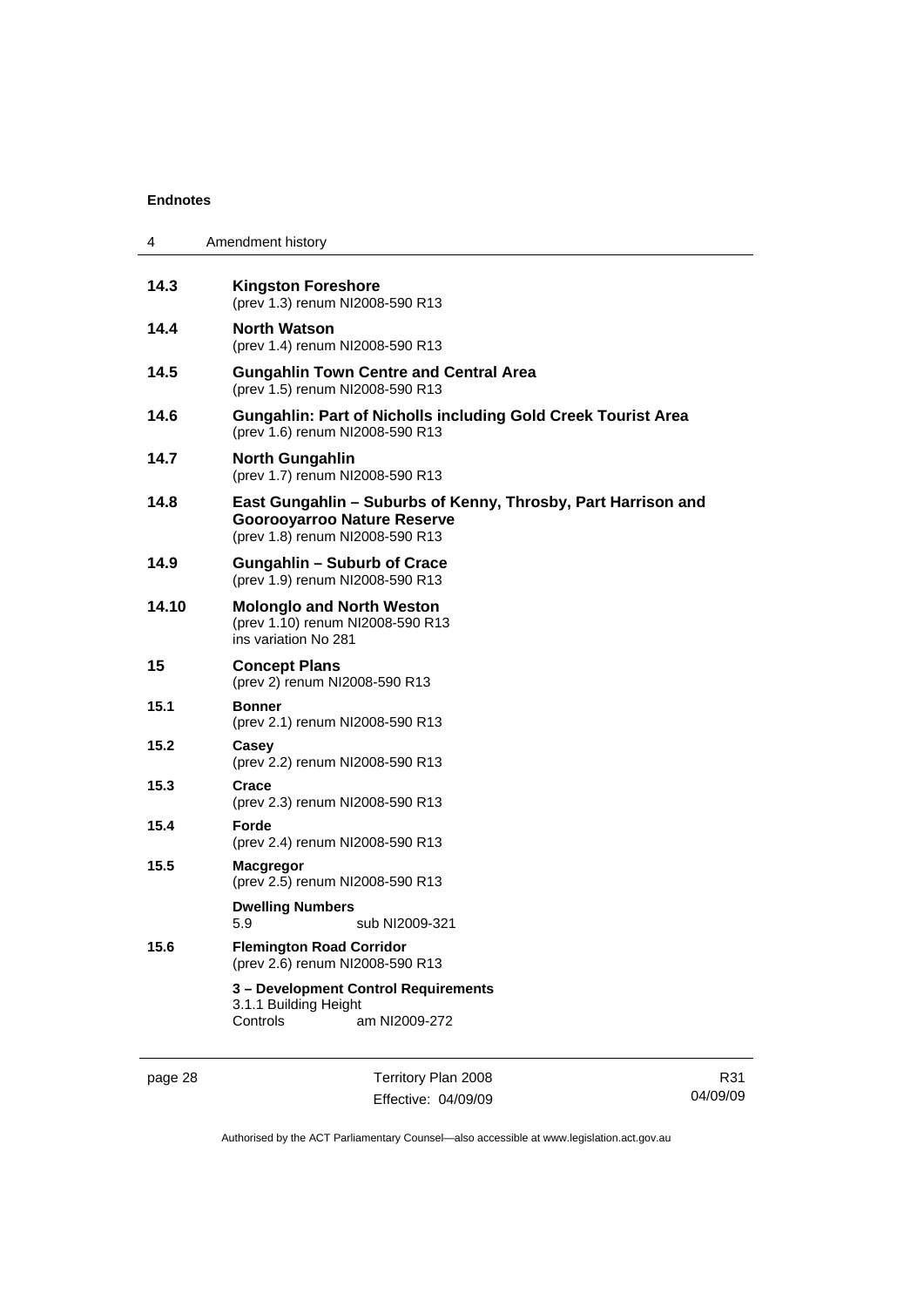**14.3 Kingston Foreshore**
(prev 1.3) renum NI2008-590 R13

**14.4 North Watson**
(prev 1.4) renum NI2008-590 R13

**14.5 Gungahlin Town Centre and Central Area**
(prev 1.5) renum NI2008-590 R13

**14.6 Gungahlin: Part of Nicholls including Gold Creek Tourist Area**
(prev 1.6) renum NI2008-590 R13

**14.7 North Gungahlin**
(prev 1.7) renum NI2008-590 R13

**14.8 East Gungahlin – Suburbs of Kenny, Throsby, Part Harrison and Goorooyarroo Nature Reserve**
(prev 1.8) renum NI2008-590 R13

**14.9 Gungahlin – Suburb of Crace**
(prev 1.9) renum NI2008-590 R13

**14.10 Molonglo and North Weston**
(prev 1.10) renum NI2008-590 R13
ins variation No 281

**15 Concept Plans**
(prev 2) renum NI2008-590 R13

**15.1 Bonner**
(prev 2.1) renum NI2008-590 R13

**15.2 Casey**
(prev 2.2) renum NI2008-590 R13

**15.3 Crace**
(prev 2.3) renum NI2008-590 R13

**15.4 Forde**
(prev 2.4) renum NI2008-590 R13

**15.5 Macgregor**
(prev 2.5) renum NI2008-590 R13

**Dwelling Numbers**
5.9 sub NI2009-321

**15.6 Flemington Road Corridor**
(prev 2.6) renum NI2008-590 R13

**3 – Development Control Requirements**
3.1.1 Building Height
Controls am NI2009-272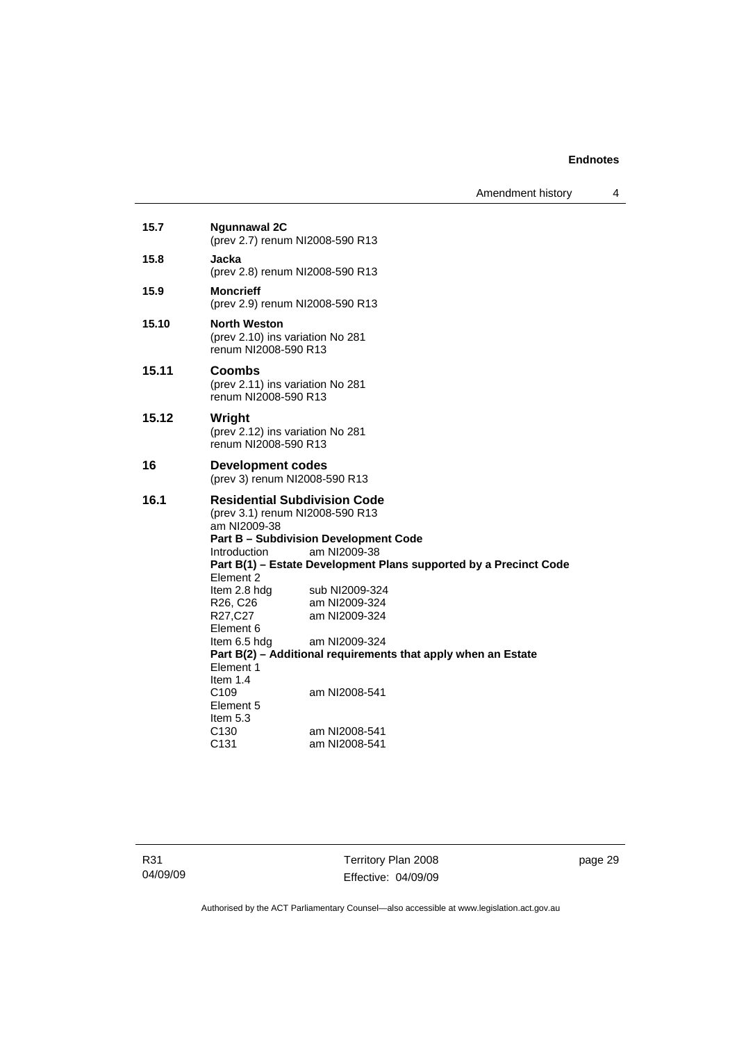**15.7 Ngunnawal 2C**
(prev 2.7) renum NI2008-590 R13

**15.8 Jacka**
(prev 2.8) renum NI2008-590 R13

**15.9 Moncrieff**
(prev 2.9) renum NI2008-590 R13

**15.10 North Weston**
(prev 2.10) ins variation No 281
renum NI2008-590 R13

**15.11 Coombs**
(prev 2.11) ins variation No 281
renum NI2008-590 R13

**15.12 Wright**
(prev 2.12) ins variation No 281
renum NI2008-590 R13

**16 Development codes**
(prev 3) renum NI2008-590 R13

**16.1 Residential Subdivision Code**
(prev 3.1) renum NI2008-590 R13
am NI2009-38

**Part B – Subdivision Development Code**

Introduction am NI2009-38

**Part B(1) – Estate Development Plans supported by a Precinct Code**

Element 2
Item 2.8 hdg sub NI2009-324
R26, C26 am NI2009-324
R27,C27 am NI2009-324
Element 6
Item 6.5 hdg am NI2009-324

**Part B(2) – Additional requirements that apply when an Estate**

Element 1
Item 1.4
C109 am NI2008-541
Element 5
Item 5.3
C130 am NI2008-541
C131 am NI2008-541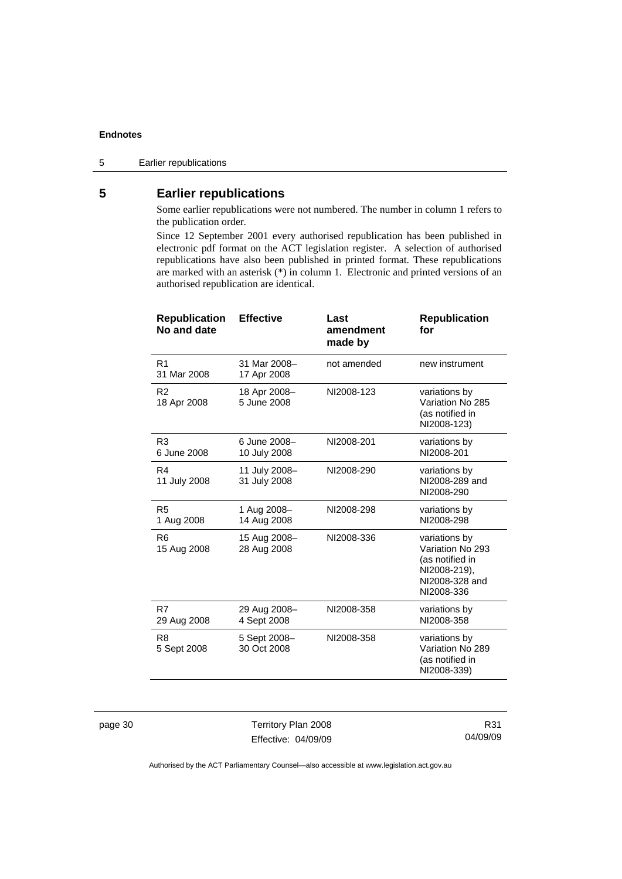# 5 Earlier republications

Some earlier republications were not numbered. The number in column 1 refers to the publication order.

Since 12 September 2001 every authorised republication has been published in electronic pdf format on the ACT legislation register. A selection of authorised republications have also been published in printed format. These republications are marked with an asterisk (*) in column 1. Electronic and printed versions of an authorised republication are identical.

| Republication No and date | Effective | Last amendment made by | Republication for |
|---|---|---|---|
| R1 31 Mar 2008 | 31 Mar 2008–17 Apr 2008 | not amended | new instrument |
| R2 18 Apr 2008 | 18 Apr 2008–5 June 2008 | NI2008-123 | variations by Variation No 285 (as notified in NI2008-123) |
| R3 6 June 2008 | 6 June 2008–10 July 2008 | NI2008-201 | variations by NI2008-201 |
| R4 11 July 2008 | 11 July 2008–31 July 2008 | NI2008-290 | variations by NI2008-289 and NI2008-290 |
| R5 1 Aug 2008 | 1 Aug 2008–14 Aug 2008 | NI2008-298 | variations by NI2008-298 |
| R6 15 Aug 2008 | 15 Aug 2008–28 Aug 2008 | NI2008-336 | variations by Variation No 293 (as notified in NI2008-219), NI2008-328 and NI2008-336 |
| R7 29 Aug 2008 | 29 Aug 2008–4 Sept 2008 | NI2008-358 | variations by NI2008-358 |
| R8 5 Sept 2008 | 5 Sept 2008–30 Oct 2008 | NI2008-358 | variations by Variation No 289 (as notified in NI2008-339) |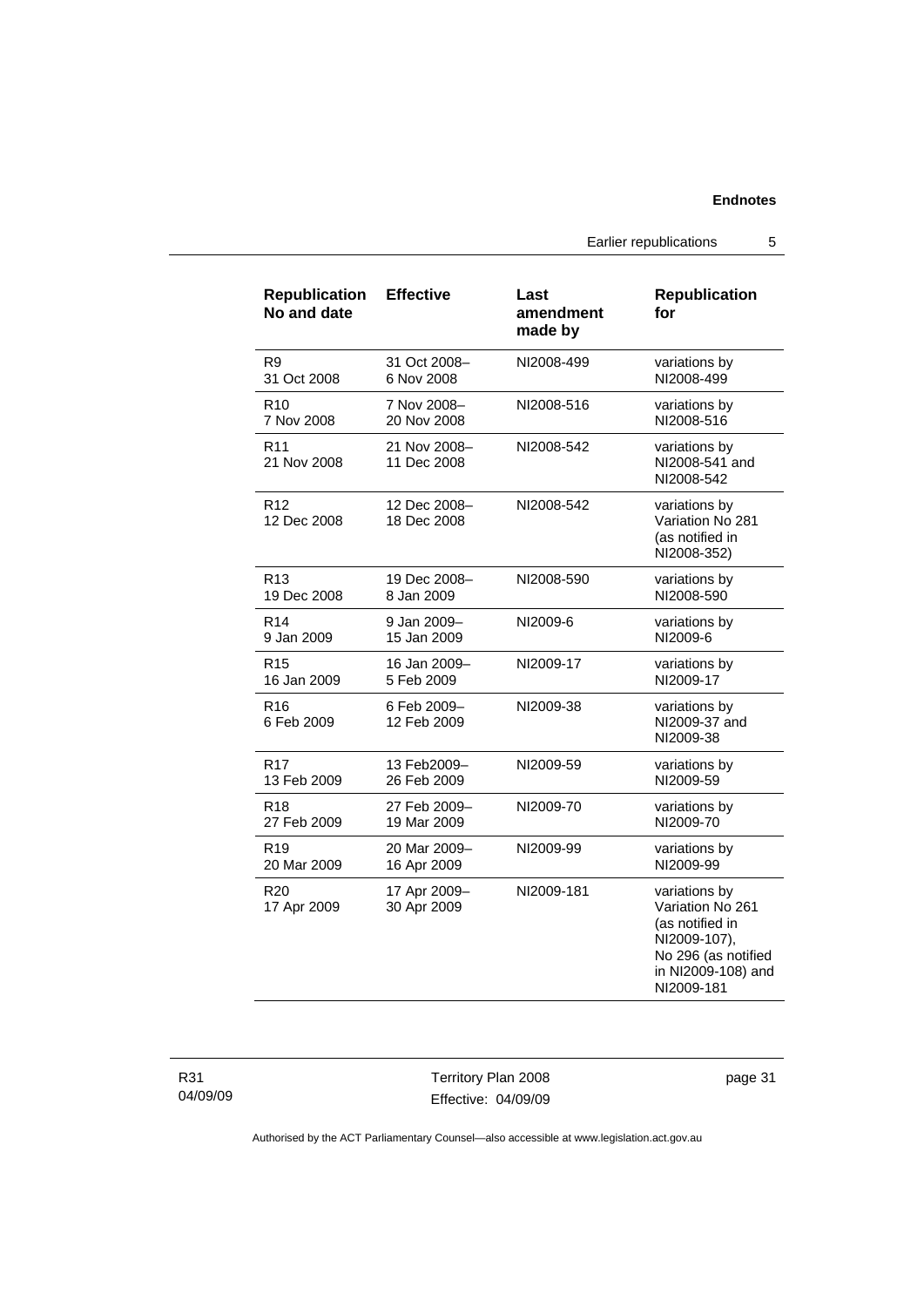| Republication No and date | Effective | Last amendment made by | Republication for |
|---|---|---|---|
| R9 31 Oct 2008 | 31 Oct 2008– 6 Nov 2008 | NI2008-499 | variations by NI2008-499 |
| R10 7 Nov 2008 | 7 Nov 2008– 20 Nov 2008 | NI2008-516 | variations by NI2008-516 |
| R11 21 Nov 2008 | 21 Nov 2008– 11 Dec 2008 | NI2008-542 | variations by NI2008-541 and NI2008-542 |
| R12 12 Dec 2008 | 12 Dec 2008– 18 Dec 2008 | NI2008-542 | variations by Variation No 281 (as notified in NI2008-352) |
| R13 19 Dec 2008 | 19 Dec 2008– 8 Jan 2009 | NI2008-590 | variations by NI2008-590 |
| R14 9 Jan 2009 | 9 Jan 2009– 15 Jan 2009 | NI2009-6 | variations by NI2009-6 |
| R15 16 Jan 2009 | 16 Jan 2009– 5 Feb 2009 | NI2009-17 | variations by NI2009-17 |
| R16 6 Feb 2009 | 6 Feb 2009– 12 Feb 2009 | NI2009-38 | variations by NI2009-37 and NI2009-38 |
| R17 13 Feb 2009 | 13 Feb2009– 26 Feb 2009 | NI2009-59 | variations by NI2009-59 |
| R18 27 Feb 2009 | 27 Feb 2009– 19 Mar 2009 | NI2009-70 | variations by NI2009-70 |
| R19 20 Mar 2009 | 20 Mar 2009– 16 Apr 2009 | NI2009-99 | variations by NI2009-99 |
| R20 17 Apr 2009 | 17 Apr 2009– 30 Apr 2009 | NI2009-181 | variations by Variation No 261 (as notified in NI2009-107), No 296 (as notified in NI2009-108) and NI2009-181 |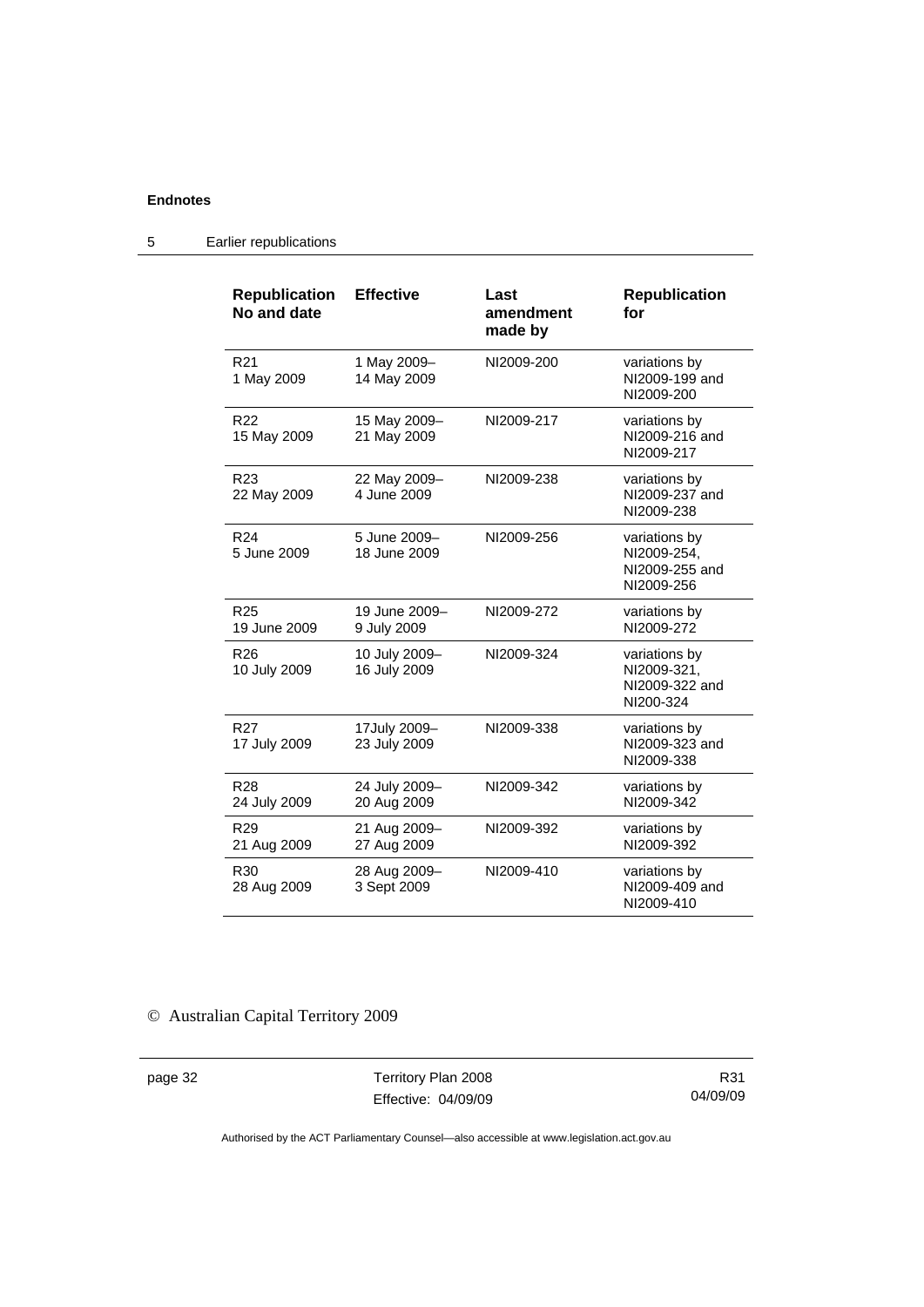**Endnotes**

5 Earlier republications

| Republication No and date | Effective | Last amendment made by | Republication for |
|---|---|---|---|
| R21 1 May 2009 | 1 May 2009– 14 May 2009 | NI2009-200 | variations by NI2009-199 and NI2009-200 |
| R22 15 May 2009 | 15 May 2009– 21 May 2009 | NI2009-217 | variations by NI2009-216 and NI2009-217 |
| R23 22 May 2009 | 22 May 2009– 4 June 2009 | NI2009-238 | variations by NI2009-237 and NI2009-238 |
| R24 5 June 2009 | 5 June 2009– 18 June 2009 | NI2009-256 | variations by NI2009-254, NI2009-255 and NI2009-256 |
| R25 19 June 2009 | 19 June 2009– 9 July 2009 | NI2009-272 | variations by NI2009-272 |
| R26 10 July 2009 | 10 July 2009– 16 July 2009 | NI2009-324 | variations by NI2009-321, NI2009-322 and NI200-324 |
| R27 17 July 2009 | 17July 2009– 23 July 2009 | NI2009-338 | variations by NI2009-323 and NI2009-338 |
| R28 24 July 2009 | 24 July 2009– 20 Aug 2009 | NI2009-342 | variations by NI2009-342 |
| R29 21 Aug 2009 | 21 Aug 2009– 27 Aug 2009 | NI2009-392 | variations by NI2009-392 |
| R30 28 Aug 2009 | 28 Aug 2009– 3 Sept 2009 | NI2009-410 | variations by NI2009-409 and NI2009-410 |

© Australian Capital Territory 2009